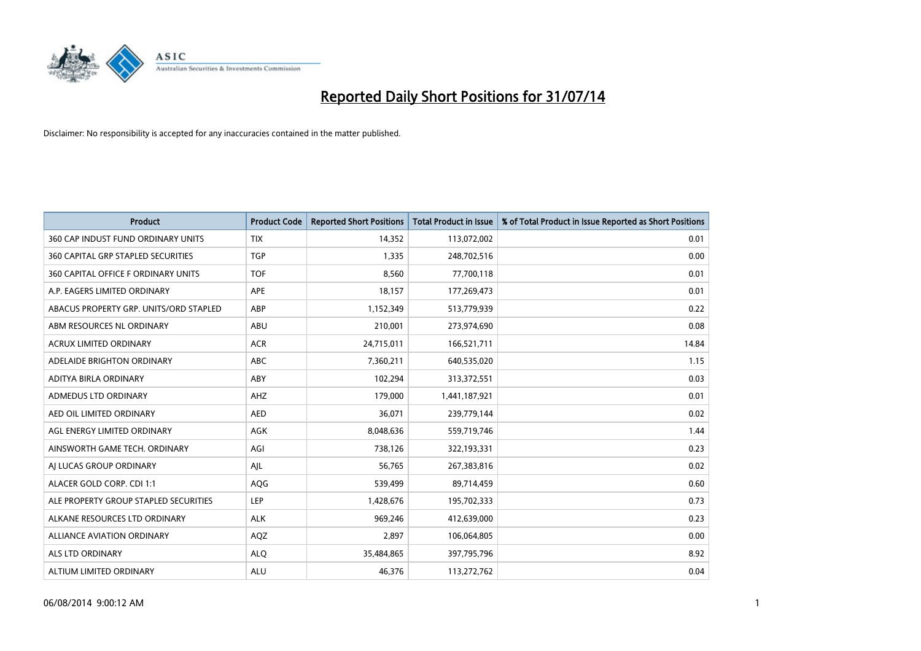# Reported Daily Short Positions for 31/07/14

Disclaimer: No responsibility is accepted for any inaccuracies contained in the matter published.

| Product | Product Code | Reported Short Positions | Total Product in Issue | % of Total Product in Issue Reported as Short Positions |
|---|---|---|---|---|
| 360 CAP INDUST FUND ORDINARY UNITS | TIX | 14,352 | 113,072,002 | 0.01 |
| 360 CAPITAL GRP STAPLED SECURITIES | TGP | 1,335 | 248,702,516 | 0.00 |
| 360 CAPITAL OFFICE F ORDINARY UNITS | TOF | 8,560 | 77,700,118 | 0.01 |
| A.P. EAGERS LIMITED ORDINARY | APE | 18,157 | 177,269,473 | 0.01 |
| ABACUS PROPERTY GRP. UNITS/ORD STAPLED | ABP | 1,152,349 | 513,779,939 | 0.22 |
| ABM RESOURCES NL ORDINARY | ABU | 210,001 | 273,974,690 | 0.08 |
| ACRUX LIMITED ORDINARY | ACR | 24,715,011 | 166,521,711 | 14.84 |
| ADELAIDE BRIGHTON ORDINARY | ABC | 7,360,211 | 640,535,020 | 1.15 |
| ADITYA BIRLA ORDINARY | ABY | 102,294 | 313,372,551 | 0.03 |
| ADMEDUS LTD ORDINARY | AHZ | 179,000 | 1,441,187,921 | 0.01 |
| AED OIL LIMITED ORDINARY | AED | 36,071 | 239,779,144 | 0.02 |
| AGL ENERGY LIMITED ORDINARY | AGK | 8,048,636 | 559,719,746 | 1.44 |
| AINSWORTH GAME TECH. ORDINARY | AGI | 738,126 | 322,193,331 | 0.23 |
| AJ LUCAS GROUP ORDINARY | AJL | 56,765 | 267,383,816 | 0.02 |
| ALACER GOLD CORP. CDI 1:1 | AQG | 539,499 | 89,714,459 | 0.60 |
| ALE PROPERTY GROUP STAPLED SECURITIES | LEP | 1,428,676 | 195,702,333 | 0.73 |
| ALKANE RESOURCES LTD ORDINARY | ALK | 969,246 | 412,639,000 | 0.23 |
| ALLIANCE AVIATION ORDINARY | AQZ | 2,897 | 106,064,805 | 0.00 |
| ALS LTD ORDINARY | ALQ | 35,484,865 | 397,795,796 | 8.92 |
| ALTIUM LIMITED ORDINARY | ALU | 46,376 | 113,272,762 | 0.04 |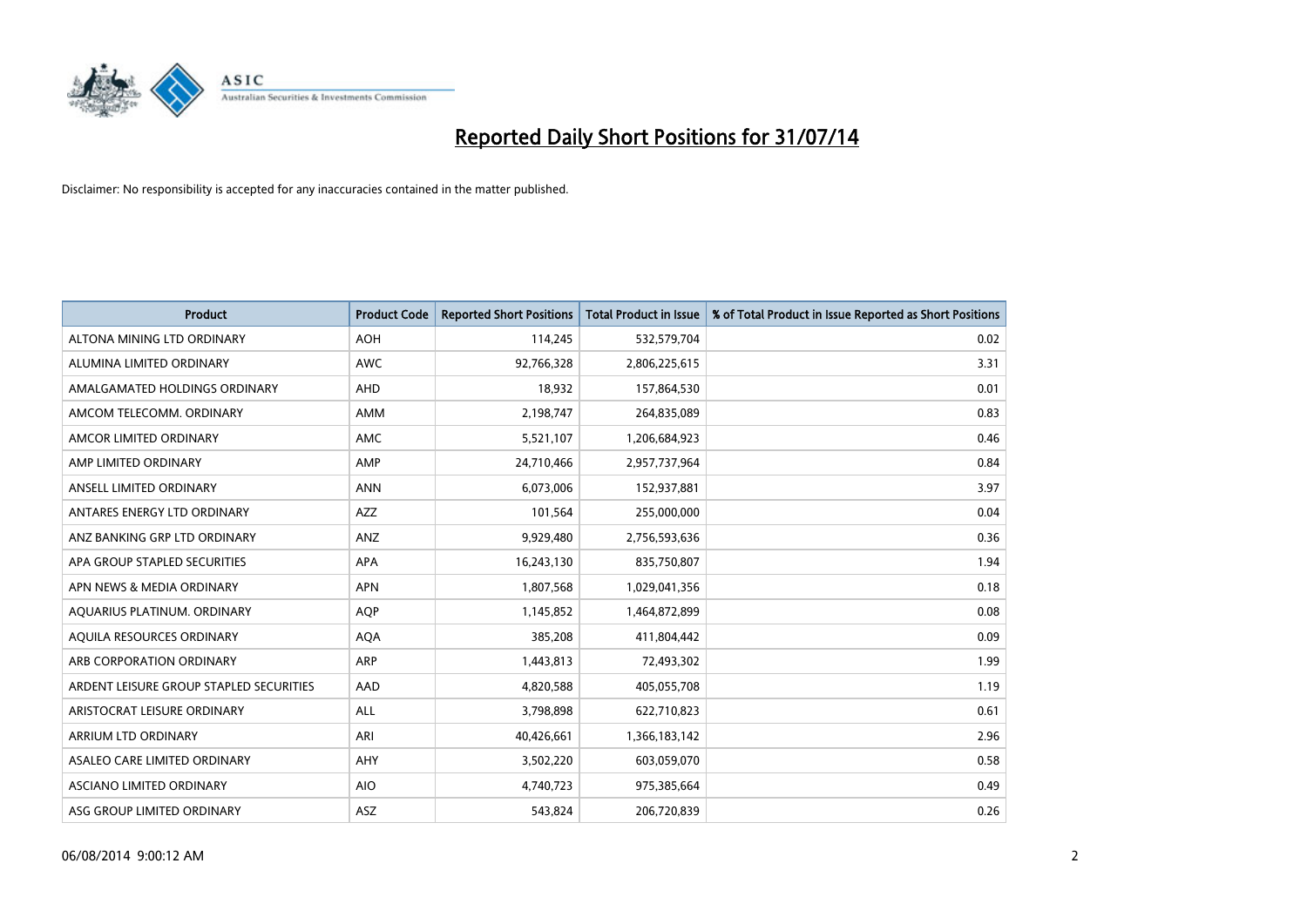# Reported Daily Short Positions for 31/07/14

Disclaimer: No responsibility is accepted for any inaccuracies contained in the matter published.

| Product | Product Code | Reported Short Positions | Total Product in Issue | % of Total Product in Issue Reported as Short Positions |
|---|---|---|---|---|
| ALTONA MINING LTD ORDINARY | AOH | 114,245 | 532,579,704 | 0.02 |
| ALUMINA LIMITED ORDINARY | AWC | 92,766,328 | 2,806,225,615 | 3.31 |
| AMALGAMATED HOLDINGS ORDINARY | AHD | 18,932 | 157,864,530 | 0.01 |
| AMCOM TELECOMM. ORDINARY | AMM | 2,198,747 | 264,835,089 | 0.83 |
| AMCOR LIMITED ORDINARY | AMC | 5,521,107 | 1,206,684,923 | 0.46 |
| AMP LIMITED ORDINARY | AMP | 24,710,466 | 2,957,737,964 | 0.84 |
| ANSELL LIMITED ORDINARY | ANN | 6,073,006 | 152,937,881 | 3.97 |
| ANTARES ENERGY LTD ORDINARY | AZZ | 101,564 | 255,000,000 | 0.04 |
| ANZ BANKING GRP LTD ORDINARY | ANZ | 9,929,480 | 2,756,593,636 | 0.36 |
| APA GROUP STAPLED SECURITIES | APA | 16,243,130 | 835,750,807 | 1.94 |
| APN NEWS & MEDIA ORDINARY | APN | 1,807,568 | 1,029,041,356 | 0.18 |
| AQUARIUS PLATINUM. ORDINARY | AQP | 1,145,852 | 1,464,872,899 | 0.08 |
| AQUILA RESOURCES ORDINARY | AQA | 385,208 | 411,804,442 | 0.09 |
| ARB CORPORATION ORDINARY | ARP | 1,443,813 | 72,493,302 | 1.99 |
| ARDENT LEISURE GROUP STAPLED SECURITIES | AAD | 4,820,588 | 405,055,708 | 1.19 |
| ARISTOCRAT LEISURE ORDINARY | ALL | 3,798,898 | 622,710,823 | 0.61 |
| ARRIUM LTD ORDINARY | ARI | 40,426,661 | 1,366,183,142 | 2.96 |
| ASALEO CARE LIMITED ORDINARY | AHY | 3,502,220 | 603,059,070 | 0.58 |
| ASCIANO LIMITED ORDINARY | AIO | 4,740,723 | 975,385,664 | 0.49 |
| ASG GROUP LIMITED ORDINARY | ASZ | 543,824 | 206,720,839 | 0.26 |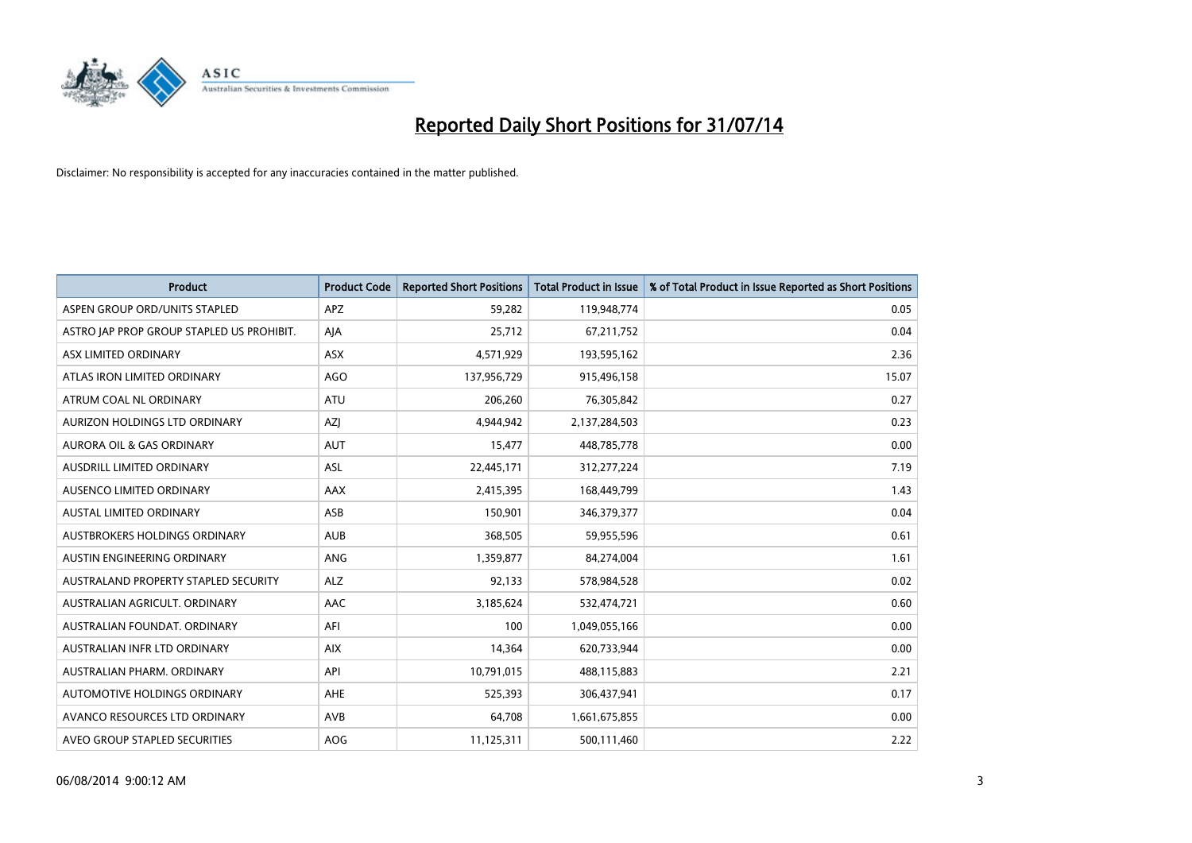# Reported Daily Short Positions for 31/07/14

Disclaimer: No responsibility is accepted for any inaccuracies contained in the matter published.

| Product | Product Code | Reported Short Positions | Total Product in Issue | % of Total Product in Issue Reported as Short Positions |
|---|---|---|---|---|
| ASPEN GROUP ORD/UNITS STAPLED | APZ | 59,282 | 119,948,774 | 0.05 |
| ASTRO JAP PROP GROUP STAPLED US PROHIBIT. | AJA | 25,712 | 67,211,752 | 0.04 |
| ASX LIMITED ORDINARY | ASX | 4,571,929 | 193,595,162 | 2.36 |
| ATLAS IRON LIMITED ORDINARY | AGO | 137,956,729 | 915,496,158 | 15.07 |
| ATRUM COAL NL ORDINARY | ATU | 206,260 | 76,305,842 | 0.27 |
| AURIZON HOLDINGS LTD ORDINARY | AZJ | 4,944,942 | 2,137,284,503 | 0.23 |
| AURORA OIL & GAS ORDINARY | AUT | 15,477 | 448,785,778 | 0.00 |
| AUSDRILL LIMITED ORDINARY | ASL | 22,445,171 | 312,277,224 | 7.19 |
| AUSENCO LIMITED ORDINARY | AAX | 2,415,395 | 168,449,799 | 1.43 |
| AUSTAL LIMITED ORDINARY | ASB | 150,901 | 346,379,377 | 0.04 |
| AUSTBROKERS HOLDINGS ORDINARY | AUB | 368,505 | 59,955,596 | 0.61 |
| AUSTIN ENGINEERING ORDINARY | ANG | 1,359,877 | 84,274,004 | 1.61 |
| AUSTRALAND PROPERTY STAPLED SECURITY | ALZ | 92,133 | 578,984,528 | 0.02 |
| AUSTRALIAN AGRICULT. ORDINARY | AAC | 3,185,624 | 532,474,721 | 0.60 |
| AUSTRALIAN FOUNDAT. ORDINARY | AFI | 100 | 1,049,055,166 | 0.00 |
| AUSTRALIAN INFR LTD ORDINARY | AIX | 14,364 | 620,733,944 | 0.00 |
| AUSTRALIAN PHARM. ORDINARY | API | 10,791,015 | 488,115,883 | 2.21 |
| AUTOMOTIVE HOLDINGS ORDINARY | AHE | 525,393 | 306,437,941 | 0.17 |
| AVANCO RESOURCES LTD ORDINARY | AVB | 64,708 | 1,661,675,855 | 0.00 |
| AVEO GROUP STAPLED SECURITIES | AOG | 11,125,311 | 500,111,460 | 2.22 |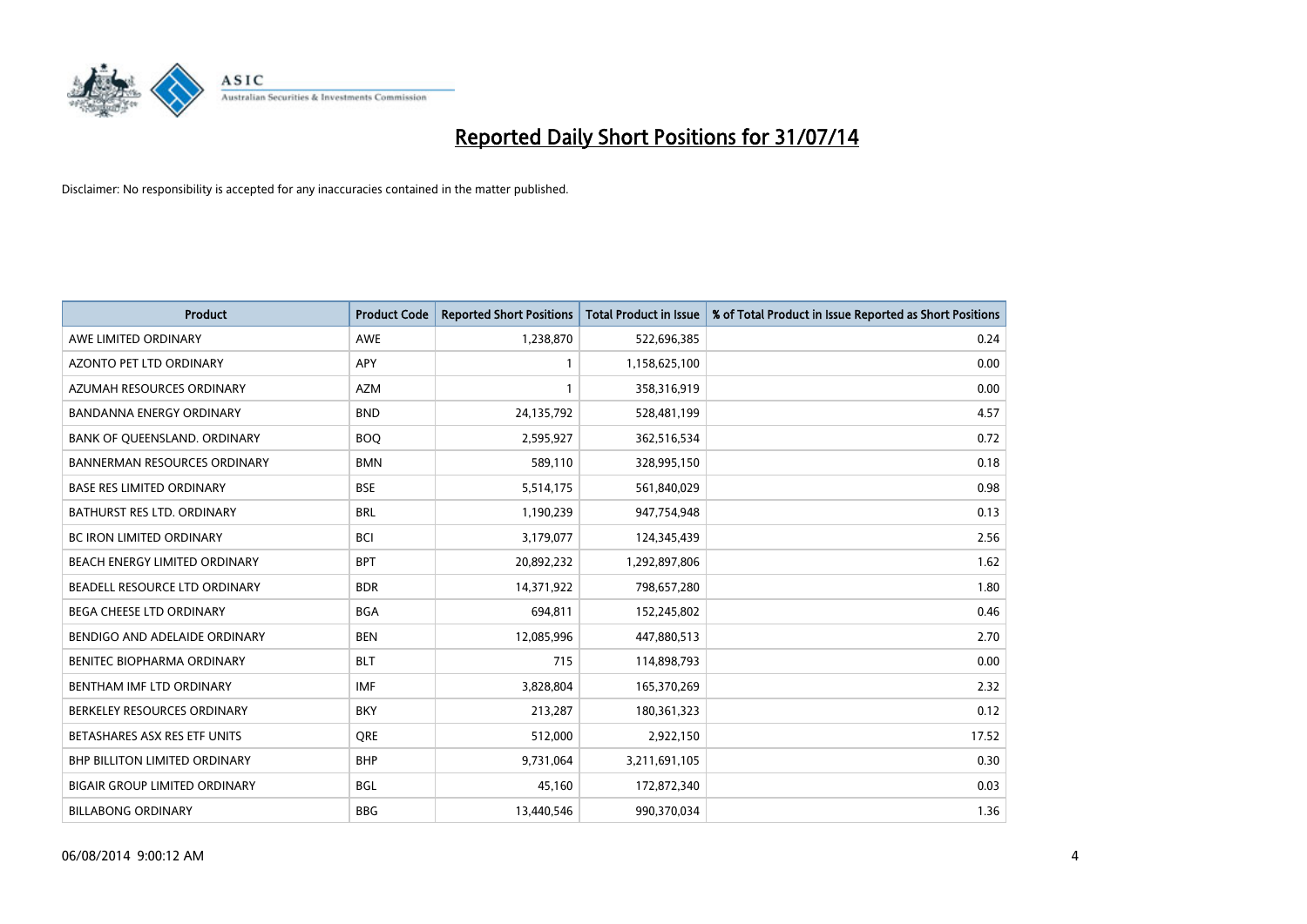# Reported Daily Short Positions for 31/07/14

Disclaimer: No responsibility is accepted for any inaccuracies contained in the matter published.

| Product | Product Code | Reported Short Positions | Total Product in Issue | % of Total Product in Issue Reported as Short Positions |
|---|---|---|---|---|
| AWE LIMITED ORDINARY | AWE | 1,238,870 | 522,696,385 | 0.24 |
| AZONTO PET LTD ORDINARY | APY | 1 | 1,158,625,100 | 0.00 |
| AZUMAH RESOURCES ORDINARY | AZM | 1 | 358,316,919 | 0.00 |
| BANDANNA ENERGY ORDINARY | BND | 24,135,792 | 528,481,199 | 4.57 |
| BANK OF QUEENSLAND. ORDINARY | BOQ | 2,595,927 | 362,516,534 | 0.72 |
| BANNERMAN RESOURCES ORDINARY | BMN | 589,110 | 328,995,150 | 0.18 |
| BASE RES LIMITED ORDINARY | BSE | 5,514,175 | 561,840,029 | 0.98 |
| BATHURST RES LTD. ORDINARY | BRL | 1,190,239 | 947,754,948 | 0.13 |
| BC IRON LIMITED ORDINARY | BCI | 3,179,077 | 124,345,439 | 2.56 |
| BEACH ENERGY LIMITED ORDINARY | BPT | 20,892,232 | 1,292,897,806 | 1.62 |
| BEADELL RESOURCE LTD ORDINARY | BDR | 14,371,922 | 798,657,280 | 1.80 |
| BEGA CHEESE LTD ORDINARY | BGA | 694,811 | 152,245,802 | 0.46 |
| BENDIGO AND ADELAIDE ORDINARY | BEN | 12,085,996 | 447,880,513 | 2.70 |
| BENITEC BIOPHARMA ORDINARY | BLT | 715 | 114,898,793 | 0.00 |
| BENTHAM IMF LTD ORDINARY | IMF | 3,828,804 | 165,370,269 | 2.32 |
| BERKELEY RESOURCES ORDINARY | BKY | 213,287 | 180,361,323 | 0.12 |
| BETASHARES ASX RES ETF UNITS | QRE | 512,000 | 2,922,150 | 17.52 |
| BHP BILLITON LIMITED ORDINARY | BHP | 9,731,064 | 3,211,691,105 | 0.30 |
| BIGAIR GROUP LIMITED ORDINARY | BGL | 45,160 | 172,872,340 | 0.03 |
| BILLABONG ORDINARY | BBG | 13,440,546 | 990,370,034 | 1.36 |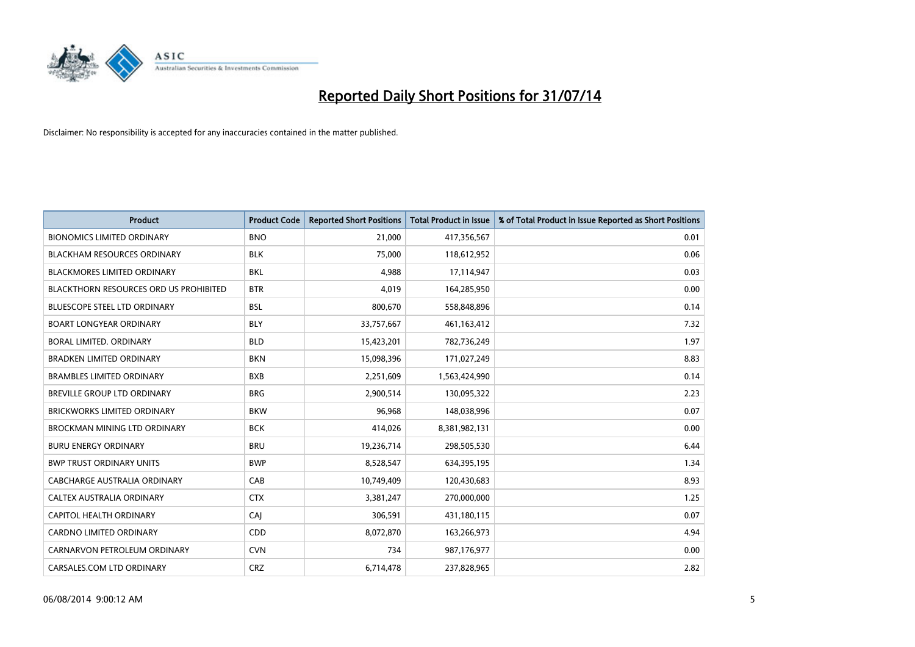# Reported Daily Short Positions for 31/07/14

Disclaimer: No responsibility is accepted for any inaccuracies contained in the matter published.

| Product | Product Code | Reported Short Positions | Total Product in Issue | % of Total Product in Issue Reported as Short Positions |
|---|---|---|---|---|
| BIONOMICS LIMITED ORDINARY | BNO | 21,000 | 417,356,567 | 0.01 |
| BLACKHAM RESOURCES ORDINARY | BLK | 75,000 | 118,612,952 | 0.06 |
| BLACKMORES LIMITED ORDINARY | BKL | 4,988 | 17,114,947 | 0.03 |
| BLACKTHORN RESOURCES ORD US PROHIBITED | BTR | 4,019 | 164,285,950 | 0.00 |
| BLUESCOPE STEEL LTD ORDINARY | BSL | 800,670 | 558,848,896 | 0.14 |
| BOART LONGYEAR ORDINARY | BLY | 33,757,667 | 461,163,412 | 7.32 |
| BORAL LIMITED. ORDINARY | BLD | 15,423,201 | 782,736,249 | 1.97 |
| BRADKEN LIMITED ORDINARY | BKN | 15,098,396 | 171,027,249 | 8.83 |
| BRAMBLES LIMITED ORDINARY | BXB | 2,251,609 | 1,563,424,990 | 0.14 |
| BREVILLE GROUP LTD ORDINARY | BRG | 2,900,514 | 130,095,322 | 2.23 |
| BRICKWORKS LIMITED ORDINARY | BKW | 96,968 | 148,038,996 | 0.07 |
| BROCKMAN MINING LTD ORDINARY | BCK | 414,026 | 8,381,982,131 | 0.00 |
| BURU ENERGY ORDINARY | BRU | 19,236,714 | 298,505,530 | 6.44 |
| BWP TRUST ORDINARY UNITS | BWP | 8,528,547 | 634,395,195 | 1.34 |
| CABCHARGE AUSTRALIA ORDINARY | CAB | 10,749,409 | 120,430,683 | 8.93 |
| CALTEX AUSTRALIA ORDINARY | CTX | 3,381,247 | 270,000,000 | 1.25 |
| CAPITOL HEALTH ORDINARY | CAJ | 306,591 | 431,180,115 | 0.07 |
| CARDNO LIMITED ORDINARY | CDD | 8,072,870 | 163,266,973 | 4.94 |
| CARNARVON PETROLEUM ORDINARY | CVN | 734 | 987,176,977 | 0.00 |
| CARSALES.COM LTD ORDINARY | CRZ | 6,714,478 | 237,828,965 | 2.82 |

06/08/2014 9:00:12 AM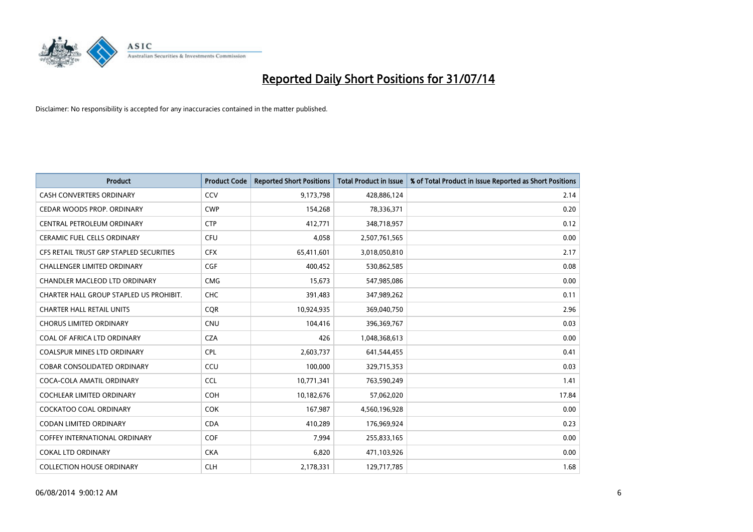# Reported Daily Short Positions for 31/07/14

Disclaimer: No responsibility is accepted for any inaccuracies contained in the matter published.

| Product | Product Code | Reported Short Positions | Total Product in Issue | % of Total Product in Issue Reported as Short Positions |
| --- | --- | --- | --- | --- |
| CASH CONVERTERS ORDINARY | CCV | 9,173,798 | 428,886,124 | 2.14 |
| CEDAR WOODS PROP. ORDINARY | CWP | 154,268 | 78,336,371 | 0.20 |
| CENTRAL PETROLEUM ORDINARY | CTP | 412,771 | 348,718,957 | 0.12 |
| CERAMIC FUEL CELLS ORDINARY | CFU | 4,058 | 2,507,761,565 | 0.00 |
| CFS RETAIL TRUST GRP STAPLED SECURITIES | CFX | 65,411,601 | 3,018,050,810 | 2.17 |
| CHALLENGER LIMITED ORDINARY | CGF | 400,452 | 530,862,585 | 0.08 |
| CHANDLER MACLEOD LTD ORDINARY | CMG | 15,673 | 547,985,086 | 0.00 |
| CHARTER HALL GROUP STAPLED US PROHIBIT. | CHC | 391,483 | 347,989,262 | 0.11 |
| CHARTER HALL RETAIL UNITS | CQR | 10,924,935 | 369,040,750 | 2.96 |
| CHORUS LIMITED ORDINARY | CNU | 104,416 | 396,369,767 | 0.03 |
| COAL OF AFRICA LTD ORDINARY | CZA | 426 | 1,048,368,613 | 0.00 |
| COALSPUR MINES LTD ORDINARY | CPL | 2,603,737 | 641,544,455 | 0.41 |
| COBAR CONSOLIDATED ORDINARY | CCU | 100,000 | 329,715,353 | 0.03 |
| COCA-COLA AMATIL ORDINARY | CCL | 10,771,341 | 763,590,249 | 1.41 |
| COCHLEAR LIMITED ORDINARY | COH | 10,182,676 | 57,062,020 | 17.84 |
| COCKATOO COAL ORDINARY | COK | 167,987 | 4,560,196,928 | 0.00 |
| CODAN LIMITED ORDINARY | CDA | 410,289 | 176,969,924 | 0.23 |
| COFFEY INTERNATIONAL ORDINARY | COF | 7,994 | 255,833,165 | 0.00 |
| COKAL LTD ORDINARY | CKA | 6,820 | 471,103,926 | 0.00 |
| COLLECTION HOUSE ORDINARY | CLH | 2,178,331 | 129,717,785 | 1.68 |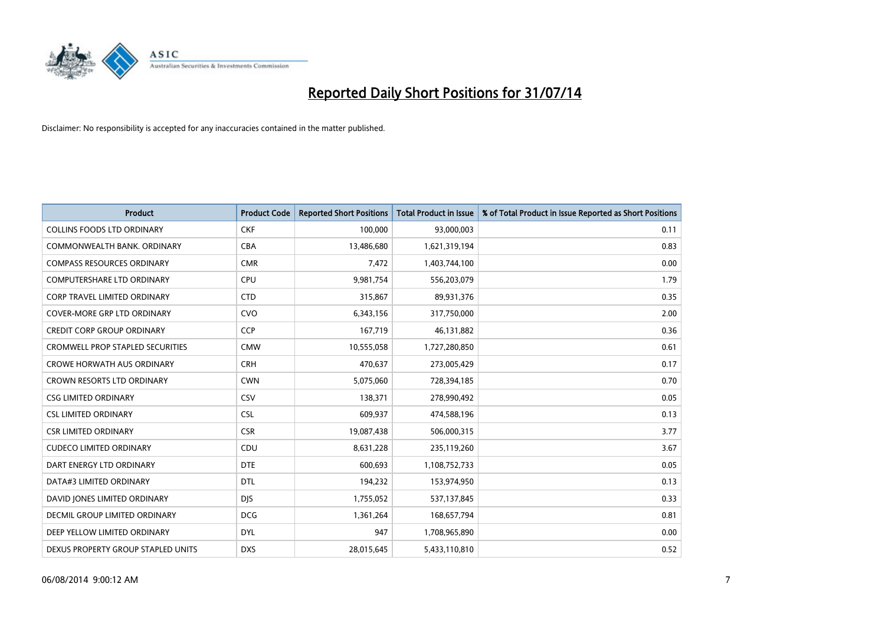# Reported Daily Short Positions for 31/07/14

Disclaimer: No responsibility is accepted for any inaccuracies contained in the matter published.

| Product | Product Code | Reported Short Positions | Total Product in Issue | % of Total Product in Issue Reported as Short Positions |
|---|---|---|---|---|
| COLLINS FOODS LTD ORDINARY | CKF | 100,000 | 93,000,003 | 0.11 |
| COMMONWEALTH BANK. ORDINARY | CBA | 13,486,680 | 1,621,319,194 | 0.83 |
| COMPASS RESOURCES ORDINARY | CMR | 7,472 | 1,403,744,100 | 0.00 |
| COMPUTERSHARE LTD ORDINARY | CPU | 9,981,754 | 556,203,079 | 1.79 |
| CORP TRAVEL LIMITED ORDINARY | CTD | 315,867 | 89,931,376 | 0.35 |
| COVER-MORE GRP LTD ORDINARY | CVO | 6,343,156 | 317,750,000 | 2.00 |
| CREDIT CORP GROUP ORDINARY | CCP | 167,719 | 46,131,882 | 0.36 |
| CROMWELL PROP STAPLED SECURITIES | CMW | 10,555,058 | 1,727,280,850 | 0.61 |
| CROWE HORWATH AUS ORDINARY | CRH | 470,637 | 273,005,429 | 0.17 |
| CROWN RESORTS LTD ORDINARY | CWN | 5,075,060 | 728,394,185 | 0.70 |
| CSG LIMITED ORDINARY | CSV | 138,371 | 278,990,492 | 0.05 |
| CSL LIMITED ORDINARY | CSL | 609,937 | 474,588,196 | 0.13 |
| CSR LIMITED ORDINARY | CSR | 19,087,438 | 506,000,315 | 3.77 |
| CUDECO LIMITED ORDINARY | CDU | 8,631,228 | 235,119,260 | 3.67 |
| DART ENERGY LTD ORDINARY | DTE | 600,693 | 1,108,752,733 | 0.05 |
| DATA#3 LIMITED ORDINARY | DTL | 194,232 | 153,974,950 | 0.13 |
| DAVID JONES LIMITED ORDINARY | DJS | 1,755,052 | 537,137,845 | 0.33 |
| DECMIL GROUP LIMITED ORDINARY | DCG | 1,361,264 | 168,657,794 | 0.81 |
| DEEP YELLOW LIMITED ORDINARY | DYL | 947 | 1,708,965,890 | 0.00 |
| DEXUS PROPERTY GROUP STAPLED UNITS | DXS | 28,015,645 | 5,433,110,810 | 0.52 |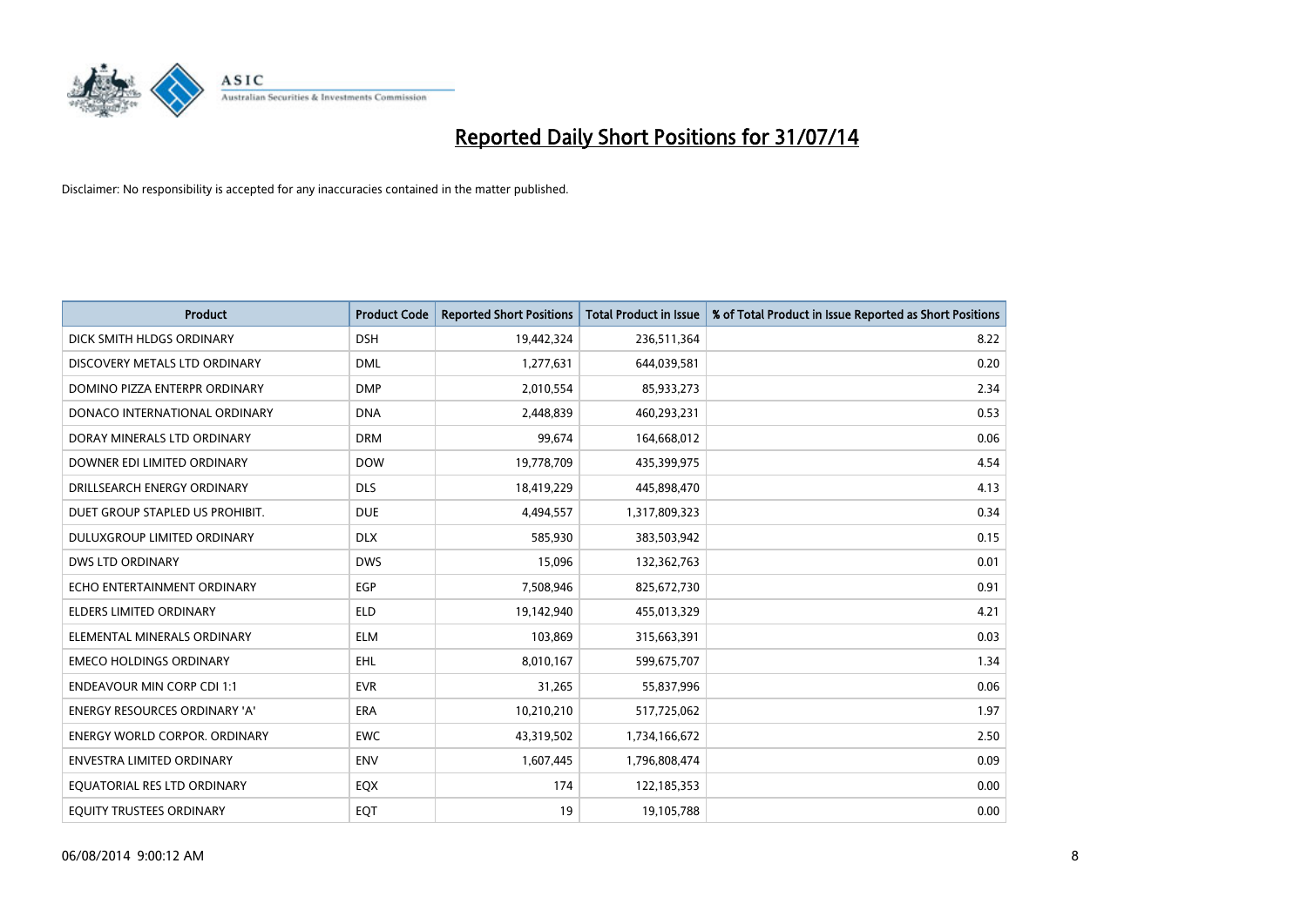# Reported Daily Short Positions for 31/07/14

Disclaimer: No responsibility is accepted for any inaccuracies contained in the matter published.

| Product | Product Code | Reported Short Positions | Total Product in Issue | % of Total Product in Issue Reported as Short Positions |
|---|---|---|---|---|
| DICK SMITH HLDGS ORDINARY | DSH | 19,442,324 | 236,511,364 | 8.22 |
| DISCOVERY METALS LTD ORDINARY | DML | 1,277,631 | 644,039,581 | 0.20 |
| DOMINO PIZZA ENTERPR ORDINARY | DMP | 2,010,554 | 85,933,273 | 2.34 |
| DONACO INTERNATIONAL ORDINARY | DNA | 2,448,839 | 460,293,231 | 0.53 |
| DORAY MINERALS LTD ORDINARY | DRM | 99,674 | 164,668,012 | 0.06 |
| DOWNER EDI LIMITED ORDINARY | DOW | 19,778,709 | 435,399,975 | 4.54 |
| DRILLSEARCH ENERGY ORDINARY | DLS | 18,419,229 | 445,898,470 | 4.13 |
| DUET GROUP STAPLED US PROHIBIT. | DUE | 4,494,557 | 1,317,809,323 | 0.34 |
| DULUXGROUP LIMITED ORDINARY | DLX | 585,930 | 383,503,942 | 0.15 |
| DWS LTD ORDINARY | DWS | 15,096 | 132,362,763 | 0.01 |
| ECHO ENTERTAINMENT ORDINARY | EGP | 7,508,946 | 825,672,730 | 0.91 |
| ELDERS LIMITED ORDINARY | ELD | 19,142,940 | 455,013,329 | 4.21 |
| ELEMENTAL MINERALS ORDINARY | ELM | 103,869 | 315,663,391 | 0.03 |
| EMECO HOLDINGS ORDINARY | EHL | 8,010,167 | 599,675,707 | 1.34 |
| ENDEAVOUR MIN CORP CDI 1:1 | EVR | 31,265 | 55,837,996 | 0.06 |
| ENERGY RESOURCES ORDINARY 'A' | ERA | 10,210,210 | 517,725,062 | 1.97 |
| ENERGY WORLD CORPOR. ORDINARY | EWC | 43,319,502 | 1,734,166,672 | 2.50 |
| ENVESTRA LIMITED ORDINARY | ENV | 1,607,445 | 1,796,808,474 | 0.09 |
| EQUATORIAL RES LTD ORDINARY | EQX | 174 | 122,185,353 | 0.00 |
| EQUITY TRUSTEES ORDINARY | EQT | 19 | 19,105,788 | 0.00 |

06/08/2014 9:00:12 AM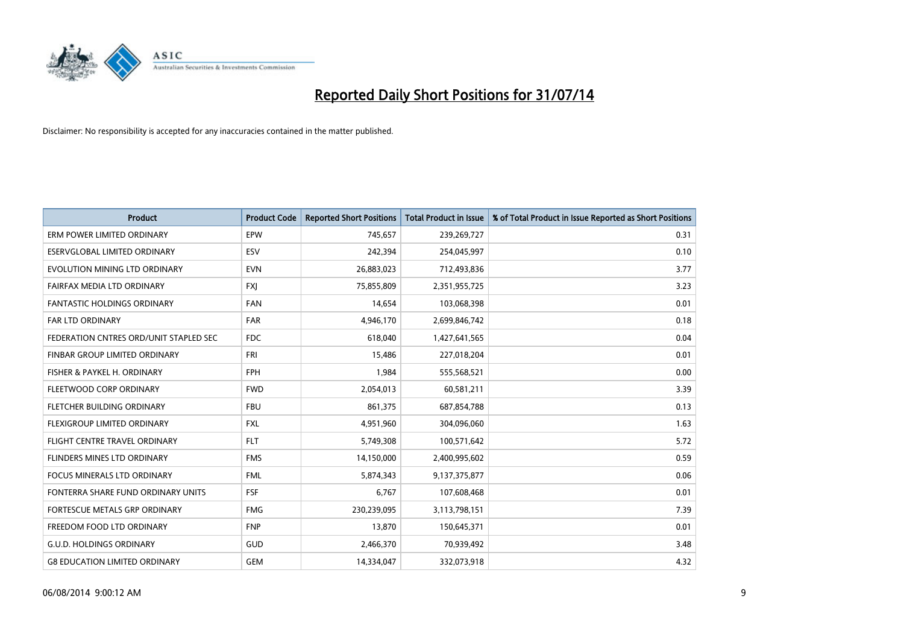# Reported Daily Short Positions for 31/07/14

Disclaimer: No responsibility is accepted for any inaccuracies contained in the matter published.

| Product | Product Code | Reported Short Positions | Total Product in Issue | % of Total Product in Issue Reported as Short Positions |
|---|---|---|---|---|
| ERM POWER LIMITED ORDINARY | EPW | 745,657 | 239,269,727 | 0.31 |
| ESERVGLOBAL LIMITED ORDINARY | ESV | 242,394 | 254,045,997 | 0.10 |
| EVOLUTION MINING LTD ORDINARY | EVN | 26,883,023 | 712,493,836 | 3.77 |
| FAIRFAX MEDIA LTD ORDINARY | FXJ | 75,855,809 | 2,351,955,725 | 3.23 |
| FANTASTIC HOLDINGS ORDINARY | FAN | 14,654 | 103,068,398 | 0.01 |
| FAR LTD ORDINARY | FAR | 4,946,170 | 2,699,846,742 | 0.18 |
| FEDERATION CNTRES ORD/UNIT STAPLED SEC | FDC | 618,040 | 1,427,641,565 | 0.04 |
| FINBAR GROUP LIMITED ORDINARY | FRI | 15,486 | 227,018,204 | 0.01 |
| FISHER & PAYKEL H. ORDINARY | FPH | 1,984 | 555,568,521 | 0.00 |
| FLEETWOOD CORP ORDINARY | FWD | 2,054,013 | 60,581,211 | 3.39 |
| FLETCHER BUILDING ORDINARY | FBU | 861,375 | 687,854,788 | 0.13 |
| FLEXIGROUP LIMITED ORDINARY | FXL | 4,951,960 | 304,096,060 | 1.63 |
| FLIGHT CENTRE TRAVEL ORDINARY | FLT | 5,749,308 | 100,571,642 | 5.72 |
| FLINDERS MINES LTD ORDINARY | FMS | 14,150,000 | 2,400,995,602 | 0.59 |
| FOCUS MINERALS LTD ORDINARY | FML | 5,874,343 | 9,137,375,877 | 0.06 |
| FONTERRA SHARE FUND ORDINARY UNITS | FSF | 6,767 | 107,608,468 | 0.01 |
| FORTESCUE METALS GRP ORDINARY | FMG | 230,239,095 | 3,113,798,151 | 7.39 |
| FREEDOM FOOD LTD ORDINARY | FNP | 13,870 | 150,645,371 | 0.01 |
| G.U.D. HOLDINGS ORDINARY | GUD | 2,466,370 | 70,939,492 | 3.48 |
| G8 EDUCATION LIMITED ORDINARY | GEM | 14,334,047 | 332,073,918 | 4.32 |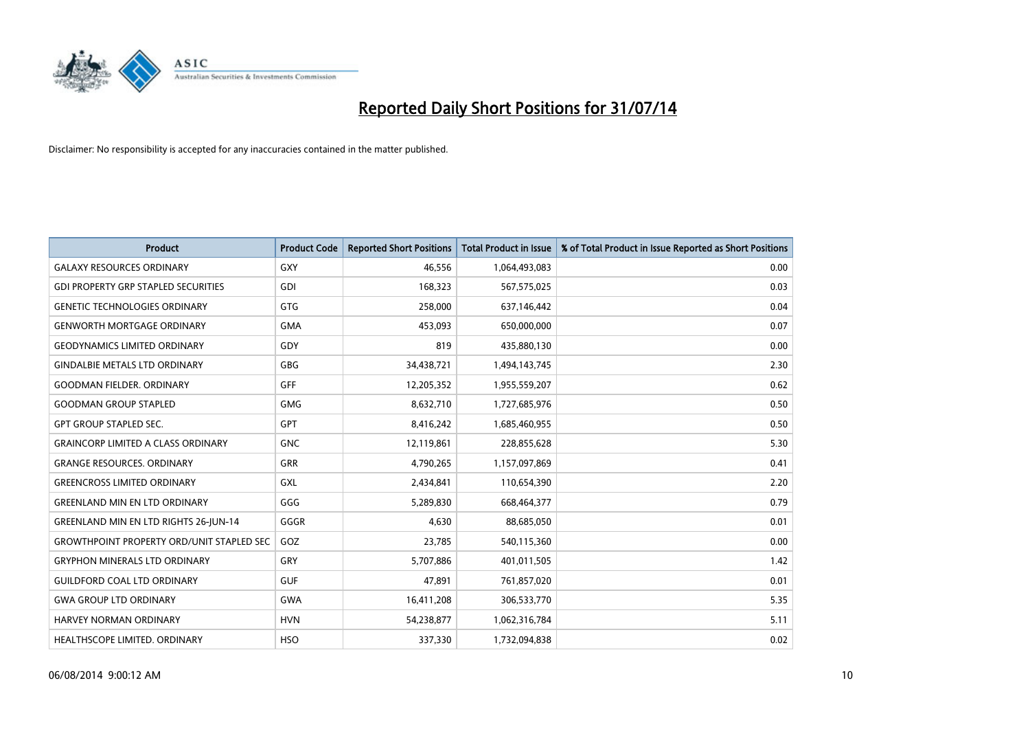# Reported Daily Short Positions for 31/07/14

Disclaimer: No responsibility is accepted for any inaccuracies contained in the matter published.

| Product | Product Code | Reported Short Positions | Total Product in Issue | % of Total Product in Issue Reported as Short Positions |
|---|---|---|---|---|
| GALAXY RESOURCES ORDINARY | GXY | 46,556 | 1,064,493,083 | 0.00 |
| GDI PROPERTY GRP STAPLED SECURITIES | GDI | 168,323 | 567,575,025 | 0.03 |
| GENETIC TECHNOLOGIES ORDINARY | GTG | 258,000 | 637,146,442 | 0.04 |
| GENWORTH MORTGAGE ORDINARY | GMA | 453,093 | 650,000,000 | 0.07 |
| GEODYNAMICS LIMITED ORDINARY | GDY | 819 | 435,880,130 | 0.00 |
| GINDALBIE METALS LTD ORDINARY | GBG | 34,438,721 | 1,494,143,745 | 2.30 |
| GOODMAN FIELDER. ORDINARY | GFF | 12,205,352 | 1,955,559,207 | 0.62 |
| GOODMAN GROUP STAPLED | GMG | 8,632,710 | 1,727,685,976 | 0.50 |
| GPT GROUP STAPLED SEC. | GPT | 8,416,242 | 1,685,460,955 | 0.50 |
| GRAINCORP LIMITED A CLASS ORDINARY | GNC | 12,119,861 | 228,855,628 | 5.30 |
| GRANGE RESOURCES. ORDINARY | GRR | 4,790,265 | 1,157,097,869 | 0.41 |
| GREENCROSS LIMITED ORDINARY | GXL | 2,434,841 | 110,654,390 | 2.20 |
| GREENLAND MIN EN LTD ORDINARY | GGG | 5,289,830 | 668,464,377 | 0.79 |
| GREENLAND MIN EN LTD RIGHTS 26-JUN-14 | GGGR | 4,630 | 88,685,050 | 0.01 |
| GROWTHPOINT PROPERTY ORD/UNIT STAPLED SEC | GOZ | 23,785 | 540,115,360 | 0.00 |
| GRYPHON MINERALS LTD ORDINARY | GRY | 5,707,886 | 401,011,505 | 1.42 |
| GUILDFORD COAL LTD ORDINARY | GUF | 47,891 | 761,857,020 | 0.01 |
| GWA GROUP LTD ORDINARY | GWA | 16,411,208 | 306,533,770 | 5.35 |
| HARVEY NORMAN ORDINARY | HVN | 54,238,877 | 1,062,316,784 | 5.11 |
| HEALTHSCOPE LIMITED. ORDINARY | HSO | 337,330 | 1,732,094,838 | 0.02 |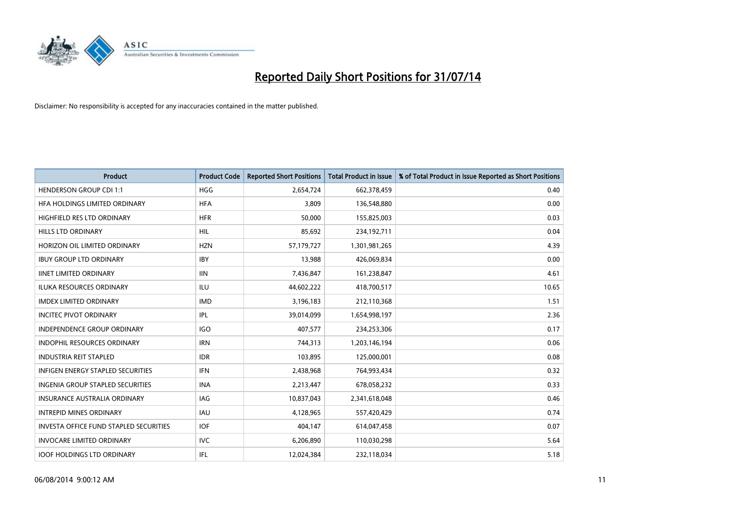# Reported Daily Short Positions for 31/07/14

Disclaimer: No responsibility is accepted for any inaccuracies contained in the matter published.

| Product | Product Code | Reported Short Positions | Total Product in Issue | % of Total Product in Issue Reported as Short Positions |
| --- | --- | --- | --- | --- |
| HENDERSON GROUP CDI 1:1 | HGG | 2,654,724 | 662,378,459 | 0.40 |
| HFA HOLDINGS LIMITED ORDINARY | HFA | 3,809 | 136,548,880 | 0.00 |
| HIGHFIELD RES LTD ORDINARY | HFR | 50,000 | 155,825,003 | 0.03 |
| HILLS LTD ORDINARY | HIL | 85,692 | 234,192,711 | 0.04 |
| HORIZON OIL LIMITED ORDINARY | HZN | 57,179,727 | 1,301,981,265 | 4.39 |
| IBUY GROUP LTD ORDINARY | IBY | 13,988 | 426,069,834 | 0.00 |
| IINET LIMITED ORDINARY | IIN | 7,436,847 | 161,238,847 | 4.61 |
| ILUKA RESOURCES ORDINARY | ILU | 44,602,222 | 418,700,517 | 10.65 |
| IMDEX LIMITED ORDINARY | IMD | 3,196,183 | 212,110,368 | 1.51 |
| INCITEC PIVOT ORDINARY | IPL | 39,014,099 | 1,654,998,197 | 2.36 |
| INDEPENDENCE GROUP ORDINARY | IGO | 407,577 | 234,253,306 | 0.17 |
| INDOPHIL RESOURCES ORDINARY | IRN | 744,313 | 1,203,146,194 | 0.06 |
| INDUSTRIA REIT STAPLED | IDR | 103,895 | 125,000,001 | 0.08 |
| INFIGEN ENERGY STAPLED SECURITIES | IFN | 2,438,968 | 764,993,434 | 0.32 |
| INGENIA GROUP STAPLED SECURITIES | INA | 2,213,447 | 678,058,232 | 0.33 |
| INSURANCE AUSTRALIA ORDINARY | IAG | 10,837,043 | 2,341,618,048 | 0.46 |
| INTREPID MINES ORDINARY | IAU | 4,128,965 | 557,420,429 | 0.74 |
| INVESTA OFFICE FUND STAPLED SECURITIES | IOF | 404,147 | 614,047,458 | 0.07 |
| INVOCARE LIMITED ORDINARY | IVC | 6,206,890 | 110,030,298 | 5.64 |
| IOOF HOLDINGS LTD ORDINARY | IFL | 12,024,384 | 232,118,034 | 5.18 |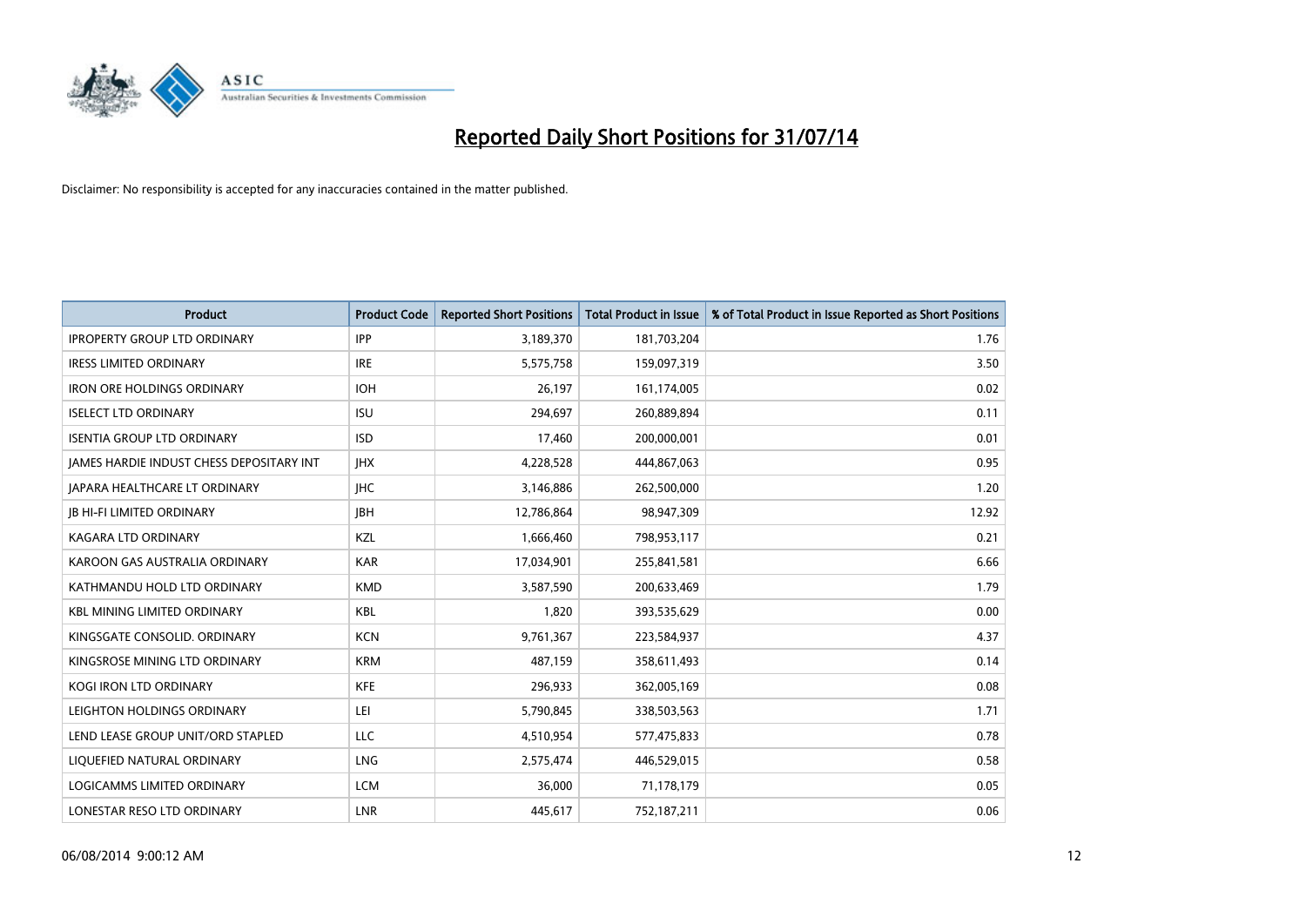# Reported Daily Short Positions for 31/07/14

Disclaimer: No responsibility is accepted for any inaccuracies contained in the matter published.

| Product | Product Code | Reported Short Positions | Total Product in Issue | % of Total Product in Issue Reported as Short Positions |
|---|---|---|---|---|
| IPROPERTY GROUP LTD ORDINARY | IPP | 3,189,370 | 181,703,204 | 1.76 |
| IRESS LIMITED ORDINARY | IRE | 5,575,758 | 159,097,319 | 3.50 |
| IRON ORE HOLDINGS ORDINARY | IOH | 26,197 | 161,174,005 | 0.02 |
| ISELECT LTD ORDINARY | ISU | 294,697 | 260,889,894 | 0.11 |
| ISENTIA GROUP LTD ORDINARY | ISD | 17,460 | 200,000,001 | 0.01 |
| JAMES HARDIE INDUST CHESS DEPOSITARY INT | JHX | 4,228,528 | 444,867,063 | 0.95 |
| JAPARA HEALTHCARE LT ORDINARY | JHC | 3,146,886 | 262,500,000 | 1.20 |
| JB HI-FI LIMITED ORDINARY | JBH | 12,786,864 | 98,947,309 | 12.92 |
| KAGARA LTD ORDINARY | KZL | 1,666,460 | 798,953,117 | 0.21 |
| KAROON GAS AUSTRALIA ORDINARY | KAR | 17,034,901 | 255,841,581 | 6.66 |
| KATHMANDU HOLD LTD ORDINARY | KMD | 3,587,590 | 200,633,469 | 1.79 |
| KBL MINING LIMITED ORDINARY | KBL | 1,820 | 393,535,629 | 0.00 |
| KINGSGATE CONSOLID. ORDINARY | KCN | 9,761,367 | 223,584,937 | 4.37 |
| KINGSROSE MINING LTD ORDINARY | KRM | 487,159 | 358,611,493 | 0.14 |
| KOGI IRON LTD ORDINARY | KFE | 296,933 | 362,005,169 | 0.08 |
| LEIGHTON HOLDINGS ORDINARY | LEI | 5,790,845 | 338,503,563 | 1.71 |
| LEND LEASE GROUP UNIT/ORD STAPLED | LLC | 4,510,954 | 577,475,833 | 0.78 |
| LIQUEFIED NATURAL ORDINARY | LNG | 2,575,474 | 446,529,015 | 0.58 |
| LOGICAMMS LIMITED ORDINARY | LCM | 36,000 | 71,178,179 | 0.05 |
| LONESTAR RESO LTD ORDINARY | LNR | 445,617 | 752,187,211 | 0.06 |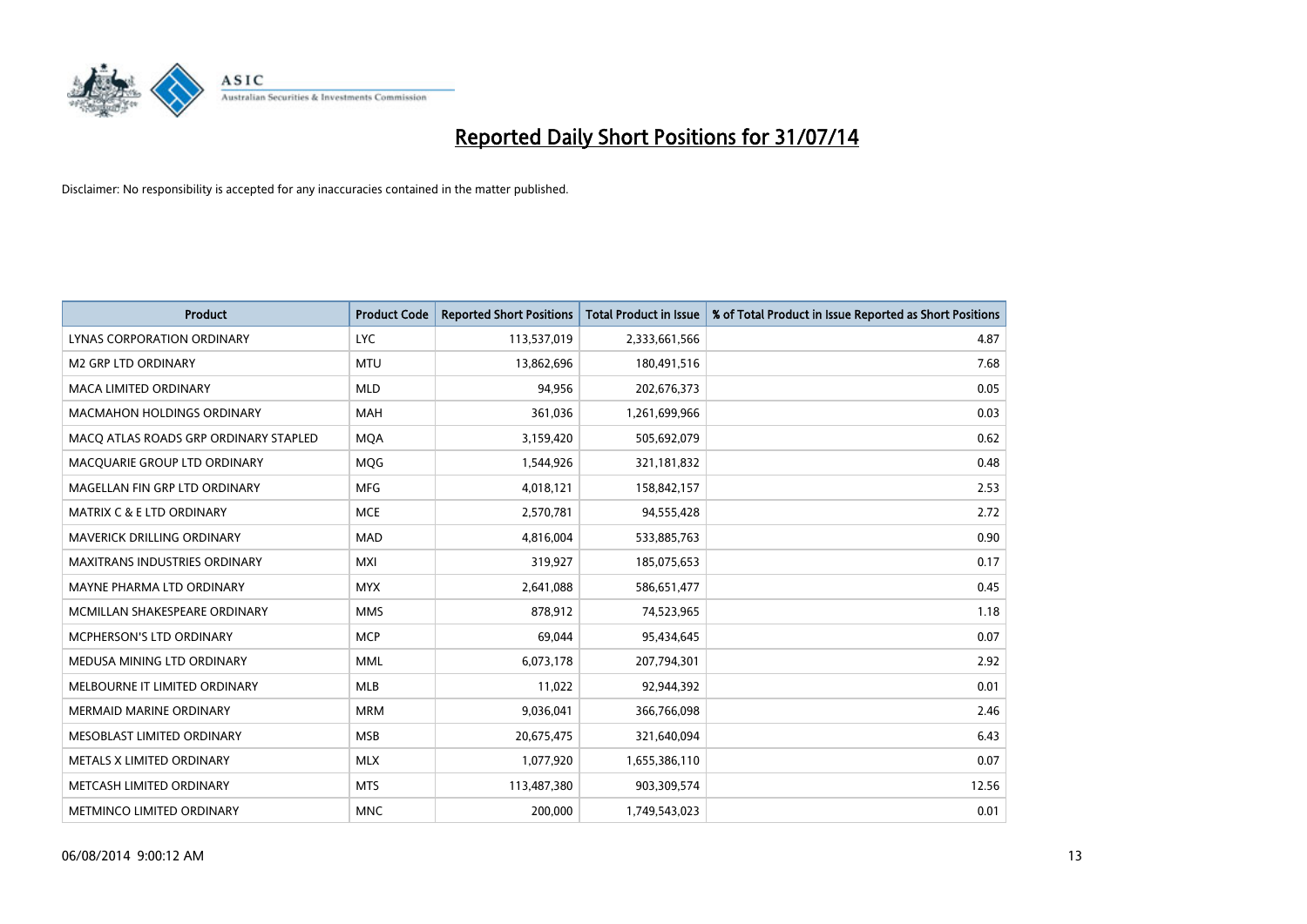# Reported Daily Short Positions for 31/07/14

Disclaimer: No responsibility is accepted for any inaccuracies contained in the matter published.

| Product | Product Code | Reported Short Positions | Total Product in Issue | % of Total Product in Issue Reported as Short Positions |
|---|---|---|---|---|
| LYNAS CORPORATION ORDINARY | LYC | 113,537,019 | 2,333,661,566 | 4.87 |
| M2 GRP LTD ORDINARY | MTU | 13,862,696 | 180,491,516 | 7.68 |
| MACA LIMITED ORDINARY | MLD | 94,956 | 202,676,373 | 0.05 |
| MACMAHON HOLDINGS ORDINARY | MAH | 361,036 | 1,261,699,966 | 0.03 |
| MACQ ATLAS ROADS GRP ORDINARY STAPLED | MQA | 3,159,420 | 505,692,079 | 0.62 |
| MACQUARIE GROUP LTD ORDINARY | MQG | 1,544,926 | 321,181,832 | 0.48 |
| MAGELLAN FIN GRP LTD ORDINARY | MFG | 4,018,121 | 158,842,157 | 2.53 |
| MATRIX C & E LTD ORDINARY | MCE | 2,570,781 | 94,555,428 | 2.72 |
| MAVERICK DRILLING ORDINARY | MAD | 4,816,004 | 533,885,763 | 0.90 |
| MAXITRANS INDUSTRIES ORDINARY | MXI | 319,927 | 185,075,653 | 0.17 |
| MAYNE PHARMA LTD ORDINARY | MYX | 2,641,088 | 586,651,477 | 0.45 |
| MCMILLAN SHAKESPEARE ORDINARY | MMS | 878,912 | 74,523,965 | 1.18 |
| MCPHERSON'S LTD ORDINARY | MCP | 69,044 | 95,434,645 | 0.07 |
| MEDUSA MINING LTD ORDINARY | MML | 6,073,178 | 207,794,301 | 2.92 |
| MELBOURNE IT LIMITED ORDINARY | MLB | 11,022 | 92,944,392 | 0.01 |
| MERMAID MARINE ORDINARY | MRM | 9,036,041 | 366,766,098 | 2.46 |
| MESOBLAST LIMITED ORDINARY | MSB | 20,675,475 | 321,640,094 | 6.43 |
| METALS X LIMITED ORDINARY | MLX | 1,077,920 | 1,655,386,110 | 0.07 |
| METCASH LIMITED ORDINARY | MTS | 113,487,380 | 903,309,574 | 12.56 |
| METMINCO LIMITED ORDINARY | MNC | 200,000 | 1,749,543,023 | 0.01 |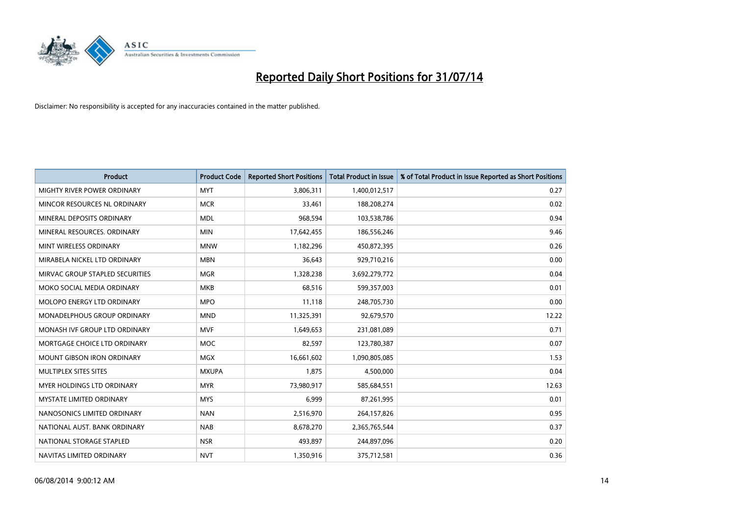# Reported Daily Short Positions for 31/07/14

Disclaimer: No responsibility is accepted for any inaccuracies contained in the matter published.

| Product | Product Code | Reported Short Positions | Total Product in Issue | % of Total Product in Issue Reported as Short Positions |
| --- | --- | --- | --- | --- |
| MIGHTY RIVER POWER ORDINARY | MYT | 3,806,311 | 1,400,012,517 | 0.27 |
| MINCOR RESOURCES NL ORDINARY | MCR | 33,461 | 188,208,274 | 0.02 |
| MINERAL DEPOSITS ORDINARY | MDL | 968,594 | 103,538,786 | 0.94 |
| MINERAL RESOURCES. ORDINARY | MIN | 17,642,455 | 186,556,246 | 9.46 |
| MINT WIRELESS ORDINARY | MNW | 1,182,296 | 450,872,395 | 0.26 |
| MIRABELA NICKEL LTD ORDINARY | MBN | 36,643 | 929,710,216 | 0.00 |
| MIRVAC GROUP STAPLED SECURITIES | MGR | 1,328,238 | 3,692,279,772 | 0.04 |
| MOKO SOCIAL MEDIA ORDINARY | MKB | 68,516 | 599,357,003 | 0.01 |
| MOLOPO ENERGY LTD ORDINARY | MPO | 11,118 | 248,705,730 | 0.00 |
| MONADELPHOUS GROUP ORDINARY | MND | 11,325,391 | 92,679,570 | 12.22 |
| MONASH IVF GROUP LTD ORDINARY | MVF | 1,649,653 | 231,081,089 | 0.71 |
| MORTGAGE CHOICE LTD ORDINARY | MOC | 82,597 | 123,780,387 | 0.07 |
| MOUNT GIBSON IRON ORDINARY | MGX | 16,661,602 | 1,090,805,085 | 1.53 |
| MULTIPLEX SITES SITES | MXUPA | 1,875 | 4,500,000 | 0.04 |
| MYER HOLDINGS LTD ORDINARY | MYR | 73,980,917 | 585,684,551 | 12.63 |
| MYSTATE LIMITED ORDINARY | MYS | 6,999 | 87,261,995 | 0.01 |
| NANOSONICS LIMITED ORDINARY | NAN | 2,516,970 | 264,157,826 | 0.95 |
| NATIONAL AUST. BANK ORDINARY | NAB | 8,678,270 | 2,365,765,544 | 0.37 |
| NATIONAL STORAGE STAPLED | NSR | 493,897 | 244,897,096 | 0.20 |
| NAVITAS LIMITED ORDINARY | NVT | 1,350,916 | 375,712,581 | 0.36 |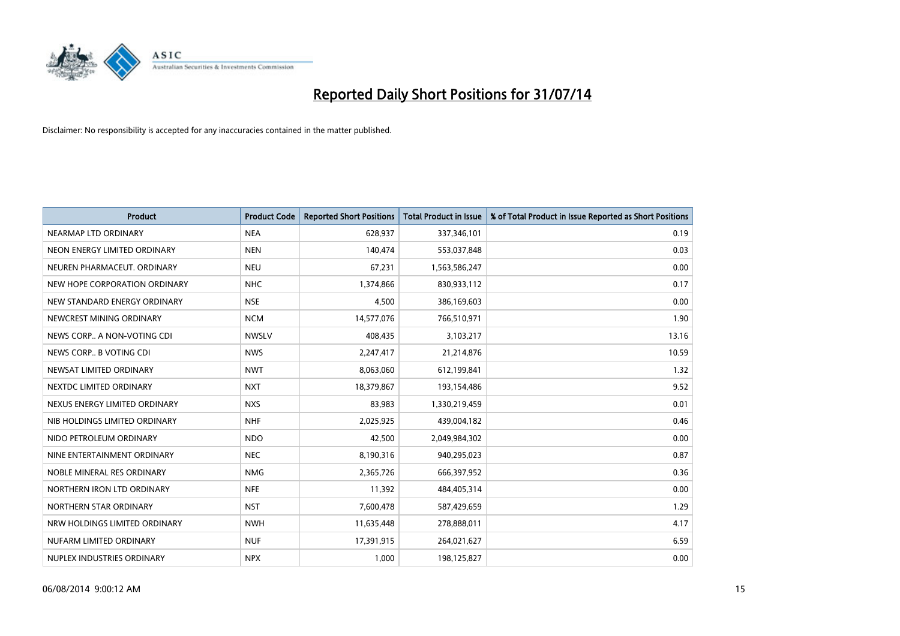# Reported Daily Short Positions for 31/07/14

Disclaimer: No responsibility is accepted for any inaccuracies contained in the matter published.

| Product | Product Code | Reported Short Positions | Total Product in Issue | % of Total Product in Issue Reported as Short Positions |
|---|---|---|---|---|
| NEARMAP LTD ORDINARY | NEA | 628,937 | 337,346,101 | 0.19 |
| NEON ENERGY LIMITED ORDINARY | NEN | 140,474 | 553,037,848 | 0.03 |
| NEUREN PHARMACEUT. ORDINARY | NEU | 67,231 | 1,563,586,247 | 0.00 |
| NEW HOPE CORPORATION ORDINARY | NHC | 1,374,866 | 830,933,112 | 0.17 |
| NEW STANDARD ENERGY ORDINARY | NSE | 4,500 | 386,169,603 | 0.00 |
| NEWCREST MINING ORDINARY | NCM | 14,577,076 | 766,510,971 | 1.90 |
| NEWS CORP.. A NON-VOTING CDI | NWSLV | 408,435 | 3,103,217 | 13.16 |
| NEWS CORP.. B VOTING CDI | NWS | 2,247,417 | 21,214,876 | 10.59 |
| NEWSAT LIMITED ORDINARY | NWT | 8,063,060 | 612,199,841 | 1.32 |
| NEXTDC LIMITED ORDINARY | NXT | 18,379,867 | 193,154,486 | 9.52 |
| NEXUS ENERGY LIMITED ORDINARY | NXS | 83,983 | 1,330,219,459 | 0.01 |
| NIB HOLDINGS LIMITED ORDINARY | NHF | 2,025,925 | 439,004,182 | 0.46 |
| NIDO PETROLEUM ORDINARY | NDO | 42,500 | 2,049,984,302 | 0.00 |
| NINE ENTERTAINMENT ORDINARY | NEC | 8,190,316 | 940,295,023 | 0.87 |
| NOBLE MINERAL RES ORDINARY | NMG | 2,365,726 | 666,397,952 | 0.36 |
| NORTHERN IRON LTD ORDINARY | NFE | 11,392 | 484,405,314 | 0.00 |
| NORTHERN STAR ORDINARY | NST | 7,600,478 | 587,429,659 | 1.29 |
| NRW HOLDINGS LIMITED ORDINARY | NWH | 11,635,448 | 278,888,011 | 4.17 |
| NUFARM LIMITED ORDINARY | NUF | 17,391,915 | 264,021,627 | 6.59 |
| NUPLEX INDUSTRIES ORDINARY | NPX | 1,000 | 198,125,827 | 0.00 |

06/08/2014 9:00:12 AM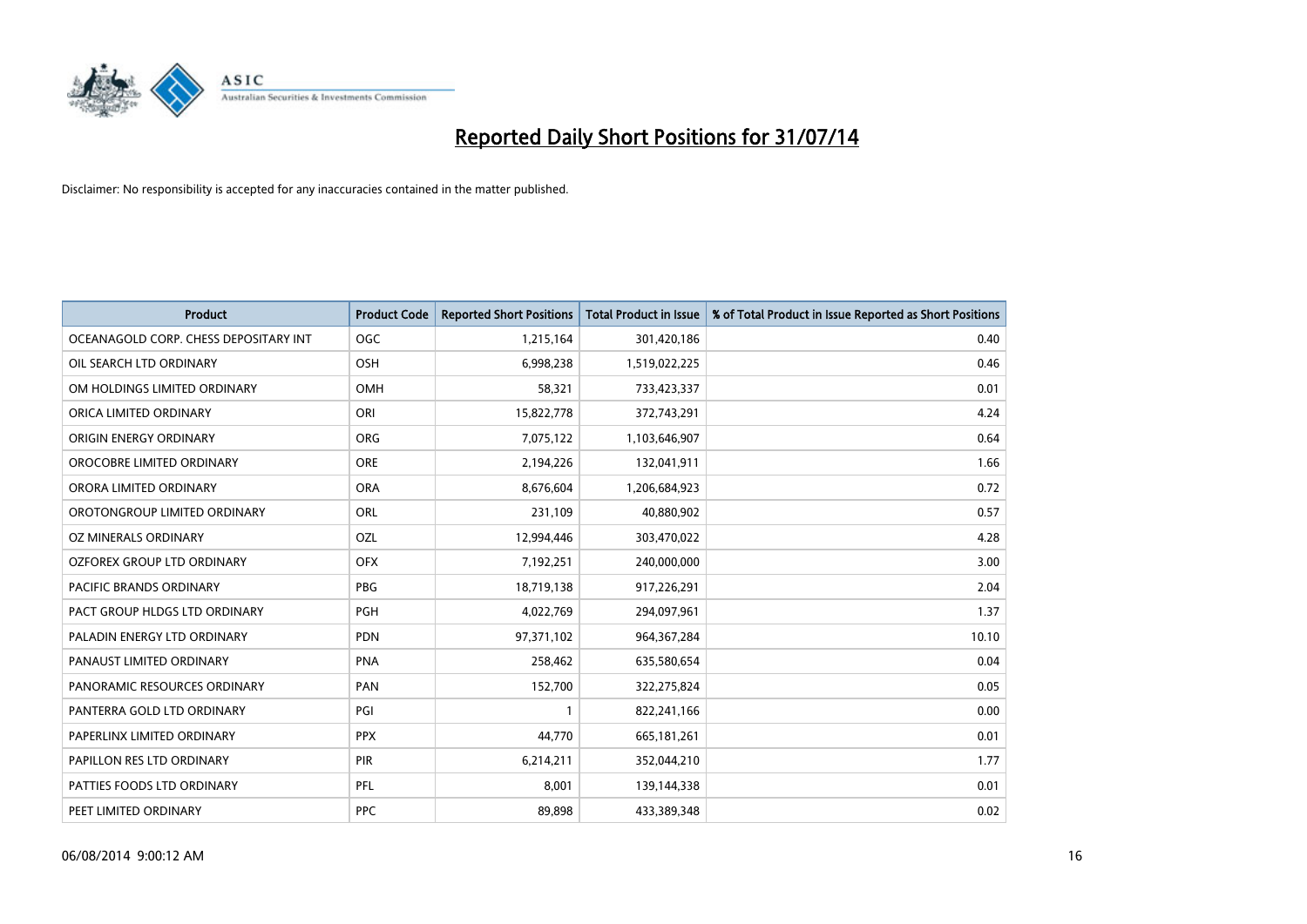# Reported Daily Short Positions for 31/07/14

Disclaimer: No responsibility is accepted for any inaccuracies contained in the matter published.

| Product | Product Code | Reported Short Positions | Total Product in Issue | % of Total Product in Issue Reported as Short Positions |
| --- | --- | --- | --- | --- |
| OCEANAGOLD CORP. CHESS DEPOSITARY INT | OGC | 1,215,164 | 301,420,186 | 0.40 |
| OIL SEARCH LTD ORDINARY | OSH | 6,998,238 | 1,519,022,225 | 0.46 |
| OM HOLDINGS LIMITED ORDINARY | OMH | 58,321 | 733,423,337 | 0.01 |
| ORICA LIMITED ORDINARY | ORI | 15,822,778 | 372,743,291 | 4.24 |
| ORIGIN ENERGY ORDINARY | ORG | 7,075,122 | 1,103,646,907 | 0.64 |
| OROCOBRE LIMITED ORDINARY | ORE | 2,194,226 | 132,041,911 | 1.66 |
| ORORA LIMITED ORDINARY | ORA | 8,676,604 | 1,206,684,923 | 0.72 |
| OROTONGROUP LIMITED ORDINARY | ORL | 231,109 | 40,880,902 | 0.57 |
| OZ MINERALS ORDINARY | OZL | 12,994,446 | 303,470,022 | 4.28 |
| OZFOREX GROUP LTD ORDINARY | OFX | 7,192,251 | 240,000,000 | 3.00 |
| PACIFIC BRANDS ORDINARY | PBG | 18,719,138 | 917,226,291 | 2.04 |
| PACT GROUP HLDGS LTD ORDINARY | PGH | 4,022,769 | 294,097,961 | 1.37 |
| PALADIN ENERGY LTD ORDINARY | PDN | 97,371,102 | 964,367,284 | 10.10 |
| PANAUST LIMITED ORDINARY | PNA | 258,462 | 635,580,654 | 0.04 |
| PANORAMIC RESOURCES ORDINARY | PAN | 152,700 | 322,275,824 | 0.05 |
| PANTERRA GOLD LTD ORDINARY | PGI | 1 | 822,241,166 | 0.00 |
| PAPERLINX LIMITED ORDINARY | PPX | 44,770 | 665,181,261 | 0.01 |
| PAPILLON RES LTD ORDINARY | PIR | 6,214,211 | 352,044,210 | 1.77 |
| PATTIES FOODS LTD ORDINARY | PFL | 8,001 | 139,144,338 | 0.01 |
| PEET LIMITED ORDINARY | PPC | 89,898 | 433,389,348 | 0.02 |

06/08/2014 9:00:12 AM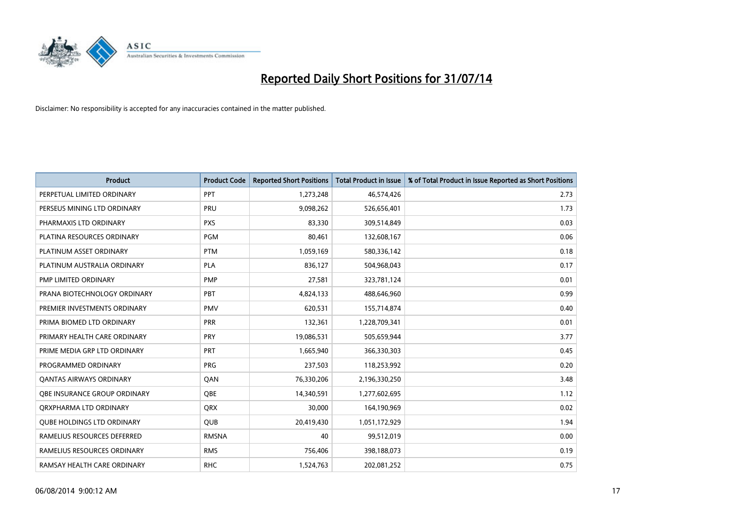# Reported Daily Short Positions for 31/07/14

Disclaimer: No responsibility is accepted for any inaccuracies contained in the matter published.

| Product | Product Code | Reported Short Positions | Total Product in Issue | % of Total Product in Issue Reported as Short Positions |
|---|---|---|---|---|
| PERPETUAL LIMITED ORDINARY | PPT | 1,273,248 | 46,574,426 | 2.73 |
| PERSEUS MINING LTD ORDINARY | PRU | 9,098,262 | 526,656,401 | 1.73 |
| PHARMAXIS LTD ORDINARY | PXS | 83,330 | 309,514,849 | 0.03 |
| PLATINA RESOURCES ORDINARY | PGM | 80,461 | 132,608,167 | 0.06 |
| PLATINUM ASSET ORDINARY | PTM | 1,059,169 | 580,336,142 | 0.18 |
| PLATINUM AUSTRALIA ORDINARY | PLA | 836,127 | 504,968,043 | 0.17 |
| PMP LIMITED ORDINARY | PMP | 27,581 | 323,781,124 | 0.01 |
| PRANA BIOTECHNOLOGY ORDINARY | PBT | 4,824,133 | 488,646,960 | 0.99 |
| PREMIER INVESTMENTS ORDINARY | PMV | 620,531 | 155,714,874 | 0.40 |
| PRIMA BIOMED LTD ORDINARY | PRR | 132,361 | 1,228,709,341 | 0.01 |
| PRIMARY HEALTH CARE ORDINARY | PRY | 19,086,531 | 505,659,944 | 3.77 |
| PRIME MEDIA GRP LTD ORDINARY | PRT | 1,665,940 | 366,330,303 | 0.45 |
| PROGRAMMED ORDINARY | PRG | 237,503 | 118,253,992 | 0.20 |
| QANTAS AIRWAYS ORDINARY | QAN | 76,330,206 | 2,196,330,250 | 3.48 |
| QBE INSURANCE GROUP ORDINARY | QBE | 14,340,591 | 1,277,602,695 | 1.12 |
| QRXPHARMA LTD ORDINARY | QRX | 30,000 | 164,190,969 | 0.02 |
| QUBE HOLDINGS LTD ORDINARY | QUB | 20,419,430 | 1,051,172,929 | 1.94 |
| RAMELIUS RESOURCES DEFERRED | RMSNA | 40 | 99,512,019 | 0.00 |
| RAMELIUS RESOURCES ORDINARY | RMS | 756,406 | 398,188,073 | 0.19 |
| RAMSAY HEALTH CARE ORDINARY | RHC | 1,524,763 | 202,081,252 | 0.75 |

06/08/2014 9:00:12 AM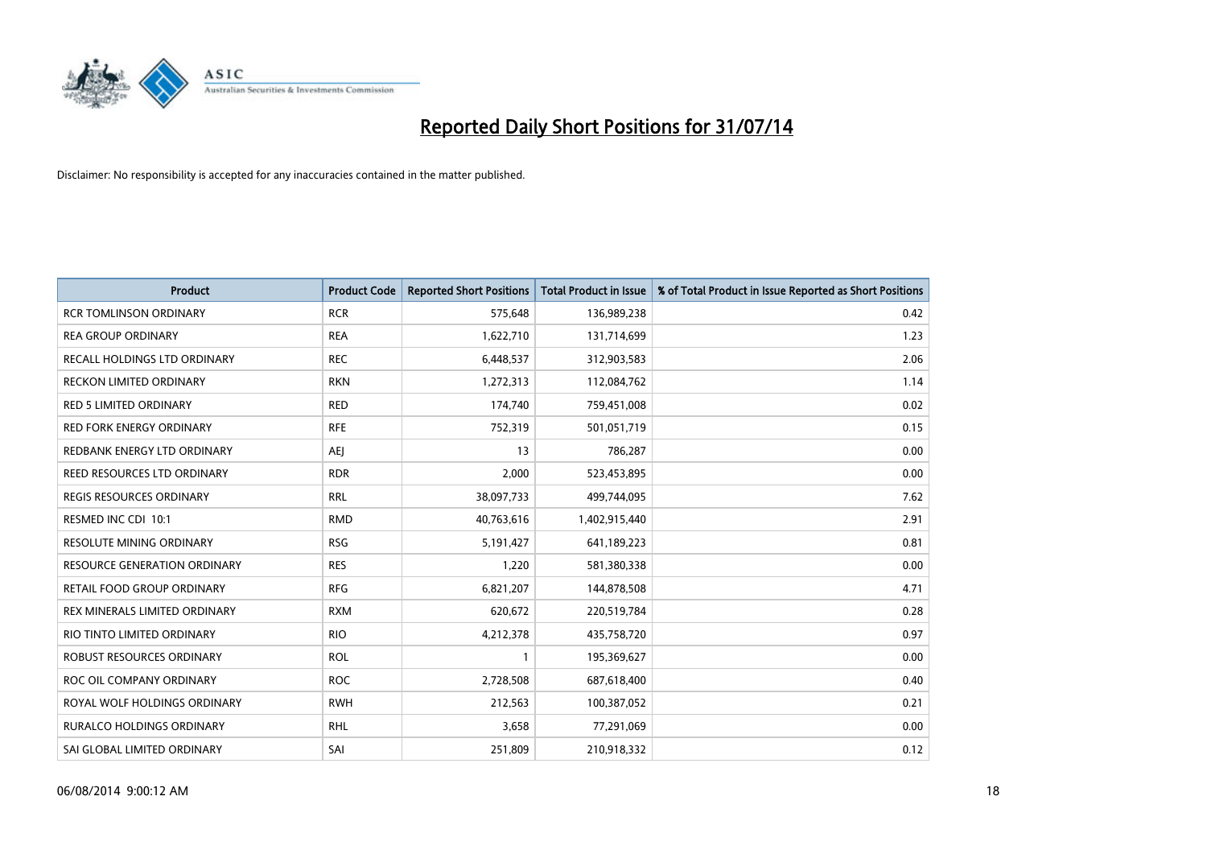# Reported Daily Short Positions for 31/07/14

Disclaimer: No responsibility is accepted for any inaccuracies contained in the matter published.

| Product | Product Code | Reported Short Positions | Total Product in Issue | % of Total Product in Issue Reported as Short Positions |
|---|---|---|---|---|
| RCR TOMLINSON ORDINARY | RCR | 575,648 | 136,989,238 | 0.42 |
| REA GROUP ORDINARY | REA | 1,622,710 | 131,714,699 | 1.23 |
| RECALL HOLDINGS LTD ORDINARY | REC | 6,448,537 | 312,903,583 | 2.06 |
| RECKON LIMITED ORDINARY | RKN | 1,272,313 | 112,084,762 | 1.14 |
| RED 5 LIMITED ORDINARY | RED | 174,740 | 759,451,008 | 0.02 |
| RED FORK ENERGY ORDINARY | RFE | 752,319 | 501,051,719 | 0.15 |
| REDBANK ENERGY LTD ORDINARY | AEJ | 13 | 786,287 | 0.00 |
| REED RESOURCES LTD ORDINARY | RDR | 2,000 | 523,453,895 | 0.00 |
| REGIS RESOURCES ORDINARY | RRL | 38,097,733 | 499,744,095 | 7.62 |
| RESMED INC CDI 10:1 | RMD | 40,763,616 | 1,402,915,440 | 2.91 |
| RESOLUTE MINING ORDINARY | RSG | 5,191,427 | 641,189,223 | 0.81 |
| RESOURCE GENERATION ORDINARY | RES | 1,220 | 581,380,338 | 0.00 |
| RETAIL FOOD GROUP ORDINARY | RFG | 6,821,207 | 144,878,508 | 4.71 |
| REX MINERALS LIMITED ORDINARY | RXM | 620,672 | 220,519,784 | 0.28 |
| RIO TINTO LIMITED ORDINARY | RIO | 4,212,378 | 435,758,720 | 0.97 |
| ROBUST RESOURCES ORDINARY | ROL | 1 | 195,369,627 | 0.00 |
| ROC OIL COMPANY ORDINARY | ROC | 2,728,508 | 687,618,400 | 0.40 |
| ROYAL WOLF HOLDINGS ORDINARY | RWH | 212,563 | 100,387,052 | 0.21 |
| RURALCO HOLDINGS ORDINARY | RHL | 3,658 | 77,291,069 | 0.00 |
| SAI GLOBAL LIMITED ORDINARY | SAI | 251,809 | 210,918,332 | 0.12 |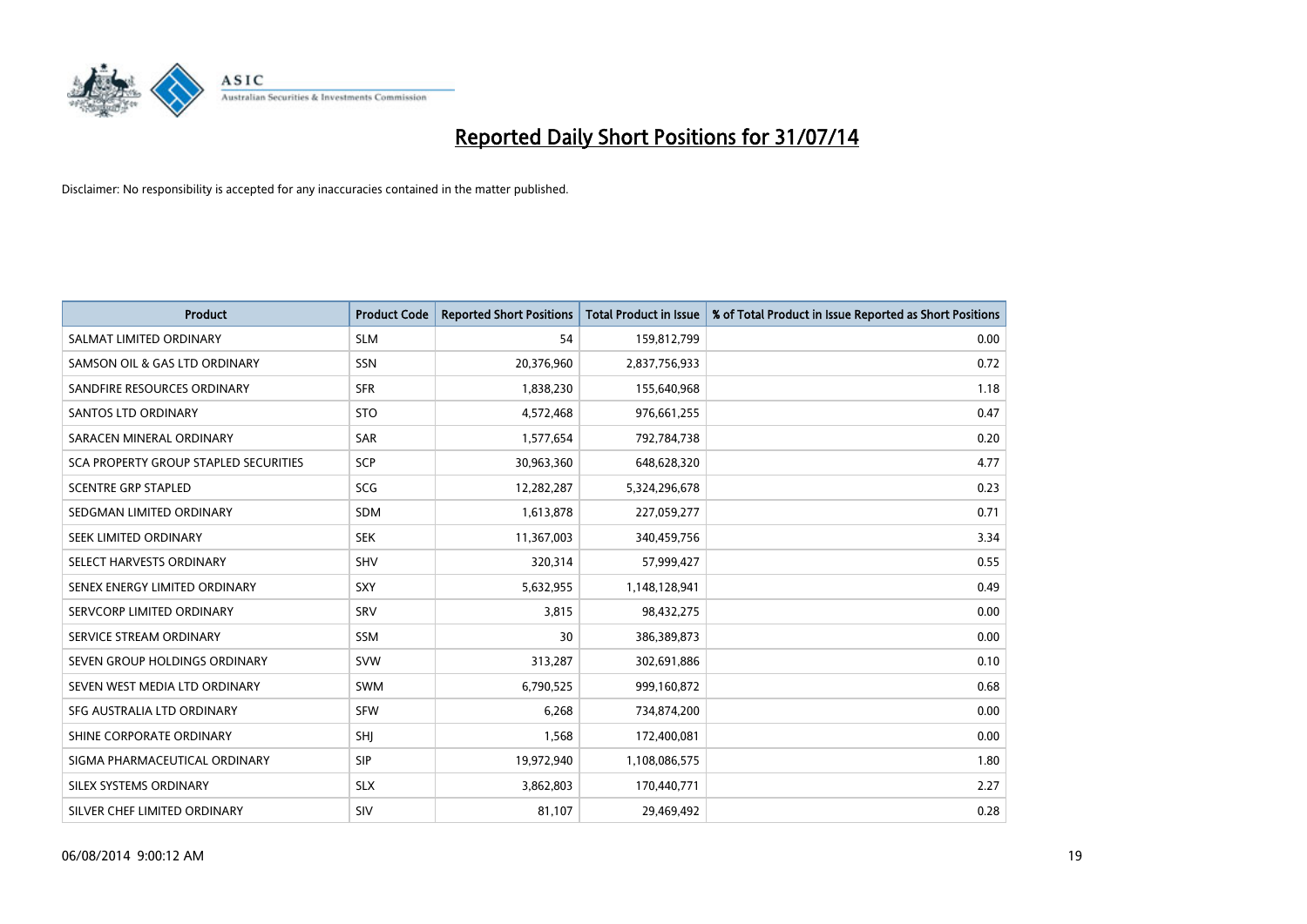# Reported Daily Short Positions for 31/07/14

Disclaimer: No responsibility is accepted for any inaccuracies contained in the matter published.

| Product | Product Code | Reported Short Positions | Total Product in Issue | % of Total Product in Issue Reported as Short Positions |
|---|---|---|---|---|
| SALMAT LIMITED ORDINARY | SLM | 54 | 159,812,799 | 0.00 |
| SAMSON OIL & GAS LTD ORDINARY | SSN | 20,376,960 | 2,837,756,933 | 0.72 |
| SANDFIRE RESOURCES ORDINARY | SFR | 1,838,230 | 155,640,968 | 1.18 |
| SANTOS LTD ORDINARY | STO | 4,572,468 | 976,661,255 | 0.47 |
| SARACEN MINERAL ORDINARY | SAR | 1,577,654 | 792,784,738 | 0.20 |
| SCA PROPERTY GROUP STAPLED SECURITIES | SCP | 30,963,360 | 648,628,320 | 4.77 |
| SCENTRE GRP STAPLED | SCG | 12,282,287 | 5,324,296,678 | 0.23 |
| SEDGMAN LIMITED ORDINARY | SDM | 1,613,878 | 227,059,277 | 0.71 |
| SEEK LIMITED ORDINARY | SEK | 11,367,003 | 340,459,756 | 3.34 |
| SELECT HARVESTS ORDINARY | SHV | 320,314 | 57,999,427 | 0.55 |
| SENEX ENERGY LIMITED ORDINARY | SXY | 5,632,955 | 1,148,128,941 | 0.49 |
| SERVCORP LIMITED ORDINARY | SRV | 3,815 | 98,432,275 | 0.00 |
| SERVICE STREAM ORDINARY | SSM | 30 | 386,389,873 | 0.00 |
| SEVEN GROUP HOLDINGS ORDINARY | SVW | 313,287 | 302,691,886 | 0.10 |
| SEVEN WEST MEDIA LTD ORDINARY | SWM | 6,790,525 | 999,160,872 | 0.68 |
| SFG AUSTRALIA LTD ORDINARY | SFW | 6,268 | 734,874,200 | 0.00 |
| SHINE CORPORATE ORDINARY | SHJ | 1,568 | 172,400,081 | 0.00 |
| SIGMA PHARMACEUTICAL ORDINARY | SIP | 19,972,940 | 1,108,086,575 | 1.80 |
| SILEX SYSTEMS ORDINARY | SLX | 3,862,803 | 170,440,771 | 2.27 |
| SILVER CHEF LIMITED ORDINARY | SIV | 81,107 | 29,469,492 | 0.28 |

06/08/2014 9:00:12 AM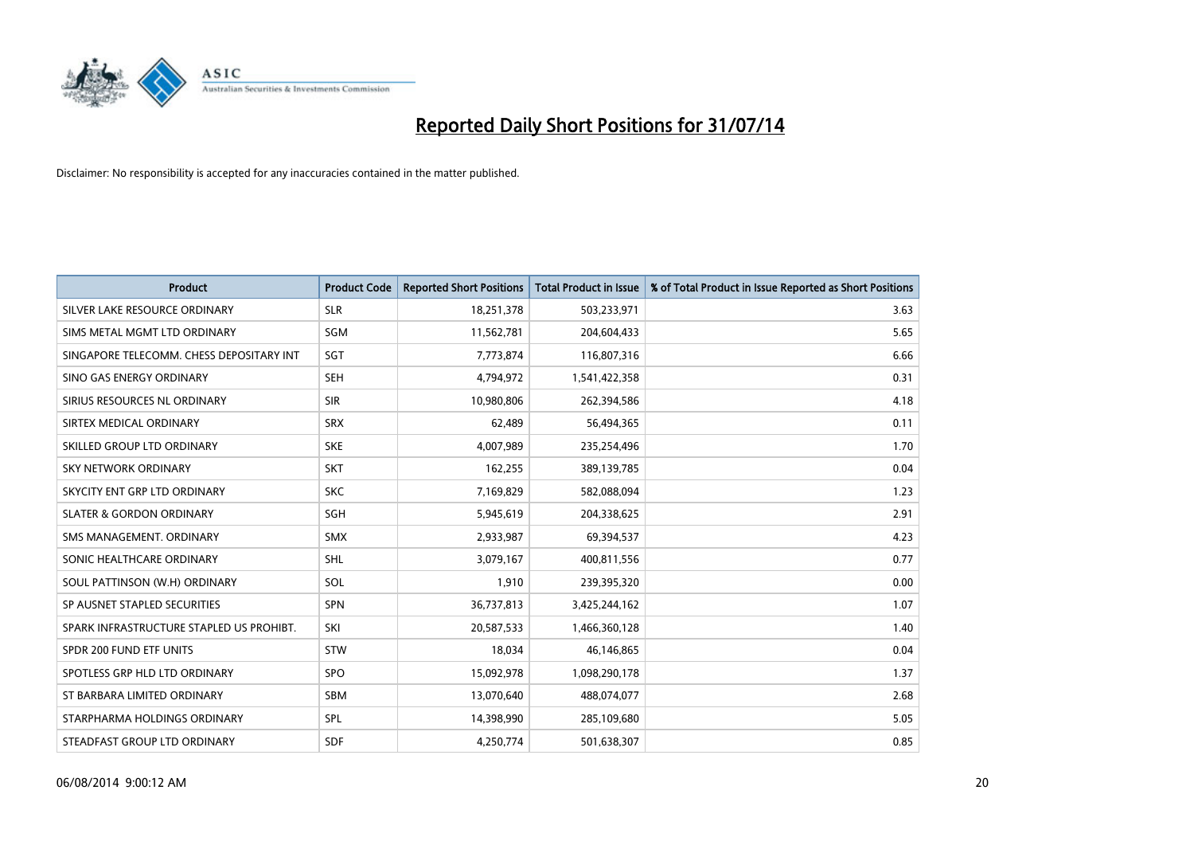# Reported Daily Short Positions for 31/07/14

Disclaimer: No responsibility is accepted for any inaccuracies contained in the matter published.

| Product | Product Code | Reported Short Positions | Total Product in Issue | % of Total Product in Issue Reported as Short Positions |
|---|---|---|---|---|
| SILVER LAKE RESOURCE ORDINARY | SLR | 18,251,378 | 503,233,971 | 3.63 |
| SIMS METAL MGMT LTD ORDINARY | SGM | 11,562,781 | 204,604,433 | 5.65 |
| SINGAPORE TELECOMM. CHESS DEPOSITARY INT | SGT | 7,773,874 | 116,807,316 | 6.66 |
| SINO GAS ENERGY ORDINARY | SEH | 4,794,972 | 1,541,422,358 | 0.31 |
| SIRIUS RESOURCES NL ORDINARY | SIR | 10,980,806 | 262,394,586 | 4.18 |
| SIRTEX MEDICAL ORDINARY | SRX | 62,489 | 56,494,365 | 0.11 |
| SKILLED GROUP LTD ORDINARY | SKE | 4,007,989 | 235,254,496 | 1.70 |
| SKY NETWORK ORDINARY | SKT | 162,255 | 389,139,785 | 0.04 |
| SKYCITY ENT GRP LTD ORDINARY | SKC | 7,169,829 | 582,088,094 | 1.23 |
| SLATER & GORDON ORDINARY | SGH | 5,945,619 | 204,338,625 | 2.91 |
| SMS MANAGEMENT. ORDINARY | SMX | 2,933,987 | 69,394,537 | 4.23 |
| SONIC HEALTHCARE ORDINARY | SHL | 3,079,167 | 400,811,556 | 0.77 |
| SOUL PATTINSON (W.H) ORDINARY | SOL | 1,910 | 239,395,320 | 0.00 |
| SP AUSNET STAPLED SECURITIES | SPN | 36,737,813 | 3,425,244,162 | 1.07 |
| SPARK INFRASTRUCTURE STAPLED US PROHIBT. | SKI | 20,587,533 | 1,466,360,128 | 1.40 |
| SPDR 200 FUND ETF UNITS | STW | 18,034 | 46,146,865 | 0.04 |
| SPOTLESS GRP HLD LTD ORDINARY | SPO | 15,092,978 | 1,098,290,178 | 1.37 |
| ST BARBARA LIMITED ORDINARY | SBM | 13,070,640 | 488,074,077 | 2.68 |
| STARPHARMA HOLDINGS ORDINARY | SPL | 14,398,990 | 285,109,680 | 5.05 |
| STEADFAST GROUP LTD ORDINARY | SDF | 4,250,774 | 501,638,307 | 0.85 |

06/08/2014 9:00:12 AM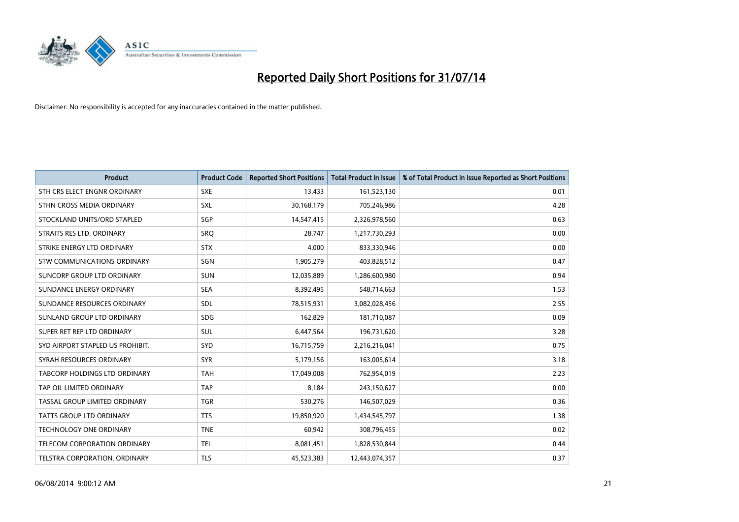# Reported Daily Short Positions for 31/07/14

Disclaimer: No responsibility is accepted for any inaccuracies contained in the matter published.

| Product | Product Code | Reported Short Positions | Total Product in Issue | % of Total Product in Issue Reported as Short Positions |
|---|---|---|---|---|
| STH CRS ELECT ENGNR ORDINARY | SXE | 13,433 | 161,523,130 | 0.01 |
| STHN CROSS MEDIA ORDINARY | SXL | 30,168,179 | 705,246,986 | 4.28 |
| STOCKLAND UNITS/ORD STAPLED | SGP | 14,547,415 | 2,326,978,560 | 0.63 |
| STRAITS RES LTD. ORDINARY | SRQ | 28,747 | 1,217,730,293 | 0.00 |
| STRIKE ENERGY LTD ORDINARY | STX | 4,000 | 833,330,946 | 0.00 |
| STW COMMUNICATIONS ORDINARY | SGN | 1,905,279 | 403,828,512 | 0.47 |
| SUNCORP GROUP LTD ORDINARY | SUN | 12,035,889 | 1,286,600,980 | 0.94 |
| SUNDANCE ENERGY ORDINARY | SEA | 8,392,495 | 548,714,663 | 1.53 |
| SUNDANCE RESOURCES ORDINARY | SDL | 78,515,931 | 3,082,028,456 | 2.55 |
| SUNLAND GROUP LTD ORDINARY | SDG | 162,829 | 181,710,087 | 0.09 |
| SUPER RET REP LTD ORDINARY | SUL | 6,447,564 | 196,731,620 | 3.28 |
| SYD AIRPORT STAPLED US PROHIBIT. | SYD | 16,715,759 | 2,216,216,041 | 0.75 |
| SYRAH RESOURCES ORDINARY | SYR | 5,179,156 | 163,005,614 | 3.18 |
| TABCORP HOLDINGS LTD ORDINARY | TAH | 17,049,008 | 762,954,019 | 2.23 |
| TAP OIL LIMITED ORDINARY | TAP | 8,184 | 243,150,627 | 0.00 |
| TASSAL GROUP LIMITED ORDINARY | TGR | 530,276 | 146,507,029 | 0.36 |
| TATTS GROUP LTD ORDINARY | TTS | 19,850,920 | 1,434,545,797 | 1.38 |
| TECHNOLOGY ONE ORDINARY | TNE | 60,942 | 308,796,455 | 0.02 |
| TELECOM CORPORATION ORDINARY | TEL | 8,081,451 | 1,828,530,844 | 0.44 |
| TELSTRA CORPORATION. ORDINARY | TLS | 45,523,383 | 12,443,074,357 | 0.37 |

06/08/2014 9:00:12 AM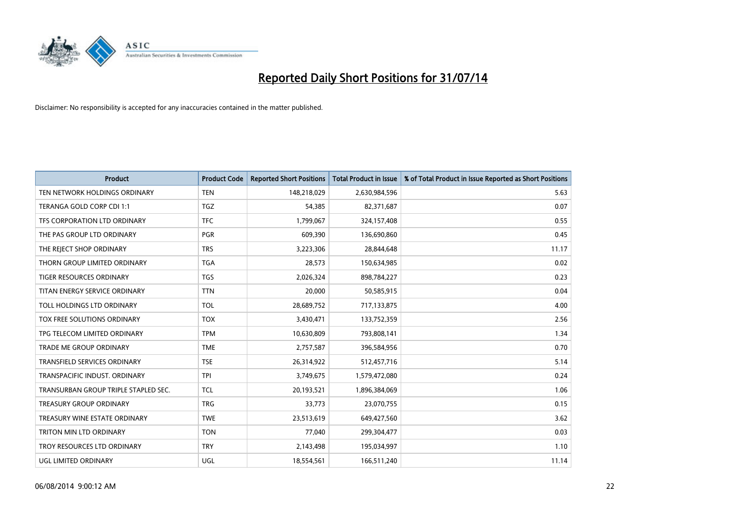# Reported Daily Short Positions for 31/07/14

Disclaimer: No responsibility is accepted for any inaccuracies contained in the matter published.

| Product | Product Code | Reported Short Positions | Total Product in Issue | % of Total Product in Issue Reported as Short Positions |
|---|---|---|---|---|
| TEN NETWORK HOLDINGS ORDINARY | TEN | 148,218,029 | 2,630,984,596 | 5.63 |
| TERANGA GOLD CORP CDI 1:1 | TGZ | 54,385 | 82,371,687 | 0.07 |
| TFS CORPORATION LTD ORDINARY | TFC | 1,799,067 | 324,157,408 | 0.55 |
| THE PAS GROUP LTD ORDINARY | PGR | 609,390 | 136,690,860 | 0.45 |
| THE REJECT SHOP ORDINARY | TRS | 3,223,306 | 28,844,648 | 11.17 |
| THORN GROUP LIMITED ORDINARY | TGA | 28,573 | 150,634,985 | 0.02 |
| TIGER RESOURCES ORDINARY | TGS | 2,026,324 | 898,784,227 | 0.23 |
| TITAN ENERGY SERVICE ORDINARY | TTN | 20,000 | 50,585,915 | 0.04 |
| TOLL HOLDINGS LTD ORDINARY | TOL | 28,689,752 | 717,133,875 | 4.00 |
| TOX FREE SOLUTIONS ORDINARY | TOX | 3,430,471 | 133,752,359 | 2.56 |
| TPG TELECOM LIMITED ORDINARY | TPM | 10,630,809 | 793,808,141 | 1.34 |
| TRADE ME GROUP ORDINARY | TME | 2,757,587 | 396,584,956 | 0.70 |
| TRANSFIELD SERVICES ORDINARY | TSE | 26,314,922 | 512,457,716 | 5.14 |
| TRANSPACIFIC INDUST. ORDINARY | TPI | 3,749,675 | 1,579,472,080 | 0.24 |
| TRANSURBAN GROUP TRIPLE STAPLED SEC. | TCL | 20,193,521 | 1,896,384,069 | 1.06 |
| TREASURY GROUP ORDINARY | TRG | 33,773 | 23,070,755 | 0.15 |
| TREASURY WINE ESTATE ORDINARY | TWE | 23,513,619 | 649,427,560 | 3.62 |
| TRITON MIN LTD ORDINARY | TON | 77,040 | 299,304,477 | 0.03 |
| TROY RESOURCES LTD ORDINARY | TRY | 2,143,498 | 195,034,997 | 1.10 |
| UGL LIMITED ORDINARY | UGL | 18,554,561 | 166,511,240 | 11.14 |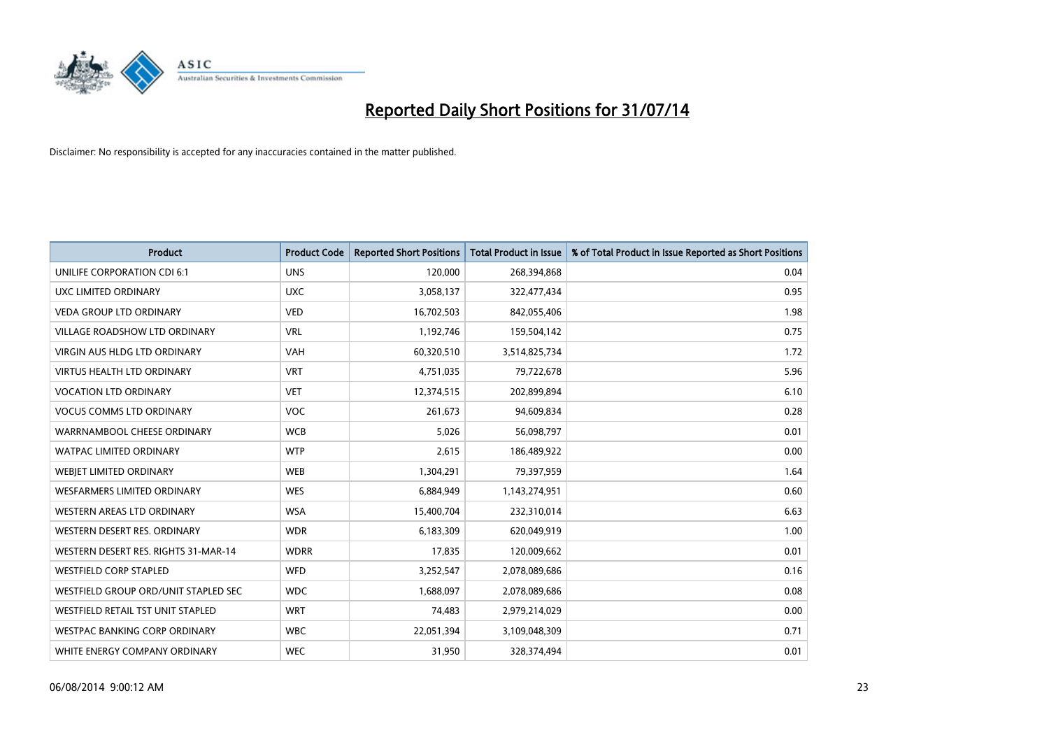# Reported Daily Short Positions for 31/07/14

Disclaimer: No responsibility is accepted for any inaccuracies contained in the matter published.

| Product | Product Code | Reported Short Positions | Total Product in Issue | % of Total Product in Issue Reported as Short Positions |
|---|---|---|---|---|
| UNILIFE CORPORATION CDI 6:1 | UNS | 120,000 | 268,394,868 | 0.04 |
| UXC LIMITED ORDINARY | UXC | 3,058,137 | 322,477,434 | 0.95 |
| VEDA GROUP LTD ORDINARY | VED | 16,702,503 | 842,055,406 | 1.98 |
| VILLAGE ROADSHOW LTD ORDINARY | VRL | 1,192,746 | 159,504,142 | 0.75 |
| VIRGIN AUS HLDG LTD ORDINARY | VAH | 60,320,510 | 3,514,825,734 | 1.72 |
| VIRTUS HEALTH LTD ORDINARY | VRT | 4,751,035 | 79,722,678 | 5.96 |
| VOCATION LTD ORDINARY | VET | 12,374,515 | 202,899,894 | 6.10 |
| VOCUS COMMS LTD ORDINARY | VOC | 261,673 | 94,609,834 | 0.28 |
| WARRNAMBOOL CHEESE ORDINARY | WCB | 5,026 | 56,098,797 | 0.01 |
| WATPAC LIMITED ORDINARY | WTP | 2,615 | 186,489,922 | 0.00 |
| WEBJET LIMITED ORDINARY | WEB | 1,304,291 | 79,397,959 | 1.64 |
| WESFARMERS LIMITED ORDINARY | WES | 6,884,949 | 1,143,274,951 | 0.60 |
| WESTERN AREAS LTD ORDINARY | WSA | 15,400,704 | 232,310,014 | 6.63 |
| WESTERN DESERT RES. ORDINARY | WDR | 6,183,309 | 620,049,919 | 1.00 |
| WESTERN DESERT RES. RIGHTS 31-MAR-14 | WDRR | 17,835 | 120,009,662 | 0.01 |
| WESTFIELD CORP STAPLED | WFD | 3,252,547 | 2,078,089,686 | 0.16 |
| WESTFIELD GROUP ORD/UNIT STAPLED SEC | WDC | 1,688,097 | 2,078,089,686 | 0.08 |
| WESTFIELD RETAIL TST UNIT STAPLED | WRT | 74,483 | 2,979,214,029 | 0.00 |
| WESTPAC BANKING CORP ORDINARY | WBC | 22,051,394 | 3,109,048,309 | 0.71 |
| WHITE ENERGY COMPANY ORDINARY | WEC | 31,950 | 328,374,494 | 0.01 |

06/08/2014 9:00:12 AM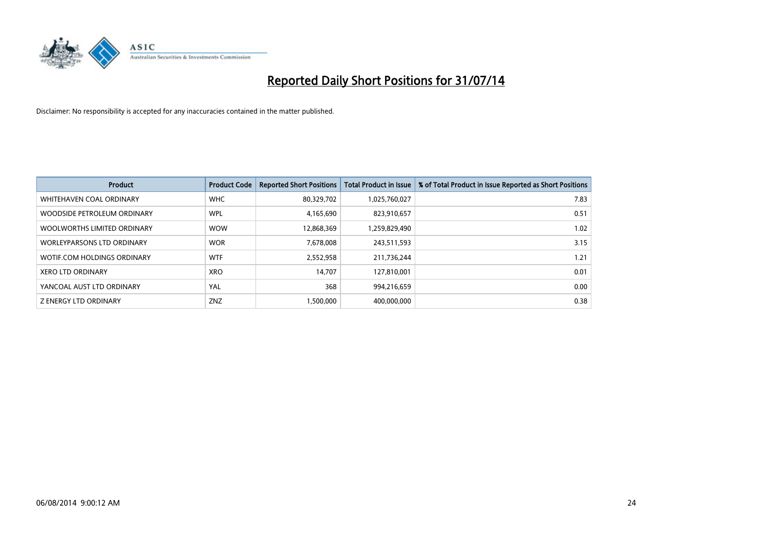# Reported Daily Short Positions for 31/07/14

Disclaimer: No responsibility is accepted for any inaccuracies contained in the matter published.

| Product | Product Code | Reported Short Positions | Total Product in Issue | % of Total Product in Issue Reported as Short Positions |
|---|---|---|---|---|
| WHITEHAVEN COAL ORDINARY | WHC | 80,329,702 | 1,025,760,027 | 7.83 |
| WOODSIDE PETROLEUM ORDINARY | WPL | 4,165,690 | 823,910,657 | 0.51 |
| WOOLWORTHS LIMITED ORDINARY | WOW | 12,868,369 | 1,259,829,490 | 1.02 |
| WORLEYPARSONS LTD ORDINARY | WOR | 7,678,008 | 243,511,593 | 3.15 |
| WOTIF.COM HOLDINGS ORDINARY | WTF | 2,552,958 | 211,736,244 | 1.21 |
| XERO LTD ORDINARY | XRO | 14,707 | 127,810,001 | 0.01 |
| YANCOAL AUST LTD ORDINARY | YAL | 368 | 994,216,659 | 0.00 |
| Z ENERGY LTD ORDINARY | ZNZ | 1,500,000 | 400,000,000 | 0.38 |

06/08/2014 9:00:12 AM